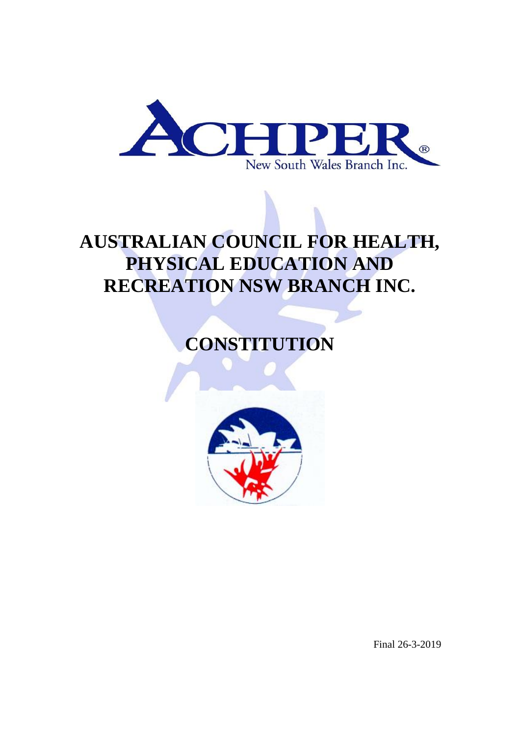ACHPER®
New South Wales Branch Inc.

# AUSTRALIAN COUNCIL FOR HEALTH, PHYSICAL EDUCATION AND RECREATION NSW BRANCH INC.

# CONSTITUTION

Final 26-3-2019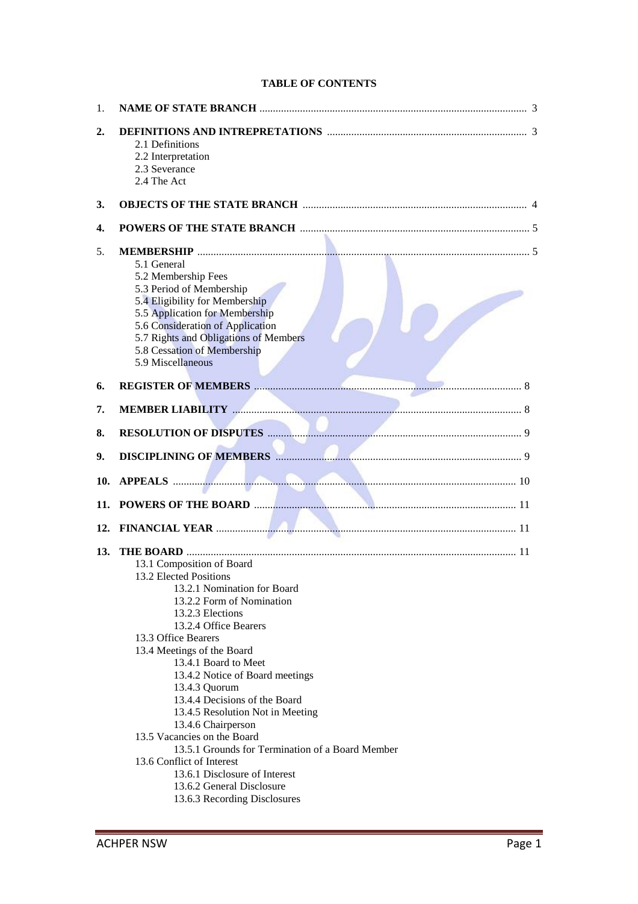**TABLE OF CONTENTS**

1. **NAME OF STATE BRANCH** .......... 3

2. **DEFINITIONS AND INTREPRETATIONS** .......... 3
   - 2.1 Definitions
   - 2.2 Interpretation
   - 2.3 Severance
   - 2.4 The Act

3. **OBJECTS OF THE STATE BRANCH** .......... 4

4. **POWERS OF THE STATE BRANCH** .......... 5

5. **MEMBERSHIP** .......... 5
   - 5.1 General
   - 5.2 Membership Fees
   - 5.3 Period of Membership
   - 5.4 Eligibility for Membership
   - 5.5 Application for Membership
   - 5.6 Consideration of Application
   - 5.7 Rights and Obligations of Members
   - 5.8 Cessation of Membership
   - 5.9 Miscellaneous

6. **REGISTER OF MEMBERS** .......... 8

7. **MEMBER LIABILITY** .......... 8

8. **RESOLUTION OF DISPUTES** .......... 9

9. **DISCIPLINING OF MEMBERS** .......... 9

10. **APPEALS** .......... 10

11. **POWERS OF THE BOARD** .......... 11

12. **FINANCIAL YEAR** .......... 11

13. **THE BOARD** .......... 11
    - 13.1 Composition of Board
    - 13.2 Elected Positions
      - 13.2.1 Nomination for Board
      - 13.2.2 Form of Nomination
      - 13.2.3 Elections
      - 13.2.4 Office Bearers
    - 13.3 Office Bearers
    - 13.4 Meetings of the Board
      - 13.4.1 Board to Meet
      - 13.4.2 Notice of Board meetings
      - 13.4.3 Quorum
      - 13.4.4 Decisions of the Board
      - 13.4.5 Resolution Not in Meeting
      - 13.4.6 Chairperson
    - 13.5 Vacancies on the Board
      - 13.5.1 Grounds for Termination of a Board Member
    - 13.6 Conflict of Interest
      - 13.6.1 Disclosure of Interest
      - 13.6.2 General Disclosure
      - 13.6.3 Recording Disclosures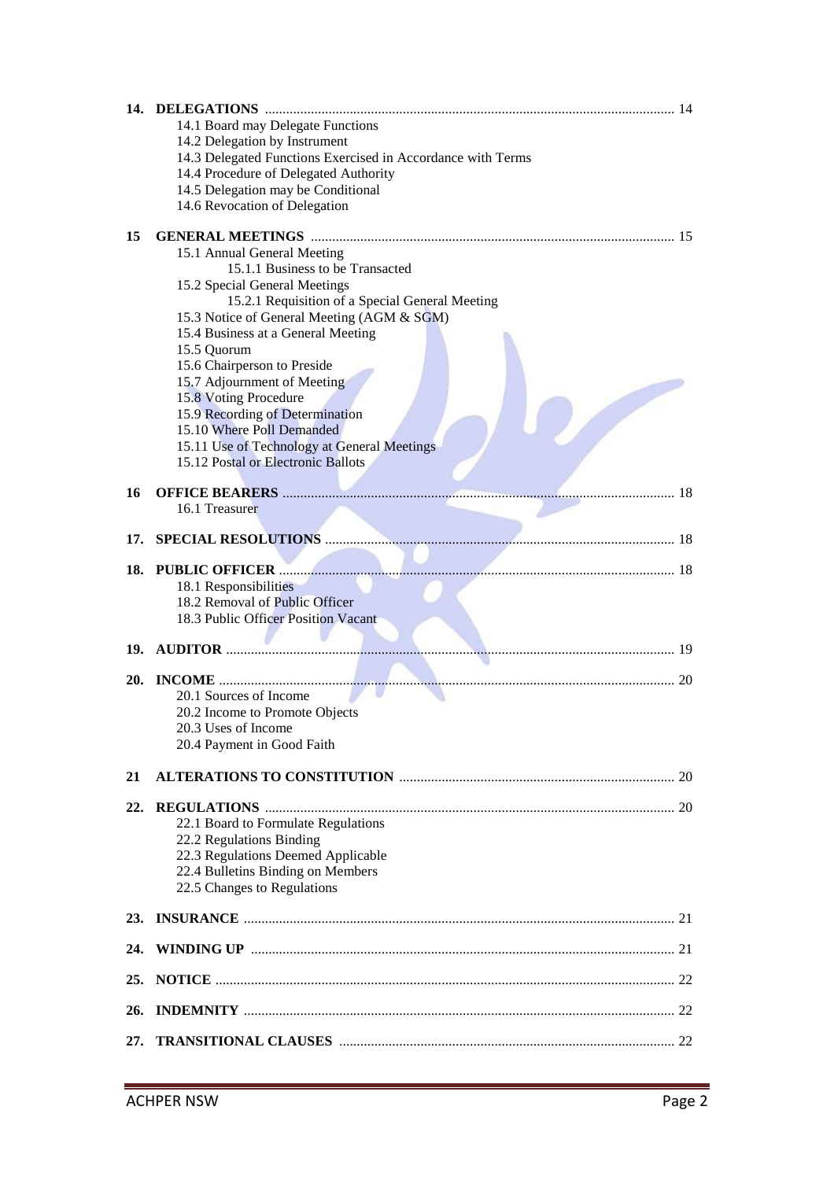**14. DELEGATIONS** .......... 14

- 14.1 Board may Delegate Functions
- 14.2 Delegation by Instrument
- 14.3 Delegated Functions Exercised in Accordance with Terms
- 14.4 Procedure of Delegated Authority
- 14.5 Delegation may be Conditional
- 14.6 Revocation of Delegation

**15 GENERAL MEETINGS** .......... 15

- 15.1 Annual General Meeting
  - 15.1.1 Business to be Transacted
- 15.2 Special General Meetings
  - 15.2.1 Requisition of a Special General Meeting
- 15.3 Notice of General Meeting (AGM & SGM)
- 15.4 Business at a General Meeting
- 15.5 Quorum
- 15.6 Chairperson to Preside
- 15.7 Adjournment of Meeting
- 15.8 Voting Procedure
- 15.9 Recording of Determination
- 15.10 Where Poll Demanded
- 15.11 Use of Technology at General Meetings
- 15.12 Postal or Electronic Ballots

**16 OFFICE BEARERS** .......... 18

- 16.1 Treasurer

**17. SPECIAL RESOLUTIONS** .......... 18

**18. PUBLIC OFFICER** .......... 18

- 18.1 Responsibilities
- 18.2 Removal of Public Officer
- 18.3 Public Officer Position Vacant

**19. AUDITOR** .......... 19

**20. INCOME** .......... 20

- 20.1 Sources of Income
- 20.2 Income to Promote Objects
- 20.3 Uses of Income
- 20.4 Payment in Good Faith

**21 ALTERATIONS TO CONSTITUTION** .......... 20

**22. REGULATIONS** .......... 20

- 22.1 Board to Formulate Regulations
- 22.2 Regulations Binding
- 22.3 Regulations Deemed Applicable
- 22.4 Bulletins Binding on Members
- 22.5 Changes to Regulations

**23. INSURANCE** .......... 21

**24. WINDING UP** .......... 21

**25. NOTICE** .......... 22

**26. INDEMNITY** .......... 22

**27. TRANSITIONAL CLAUSES** .......... 22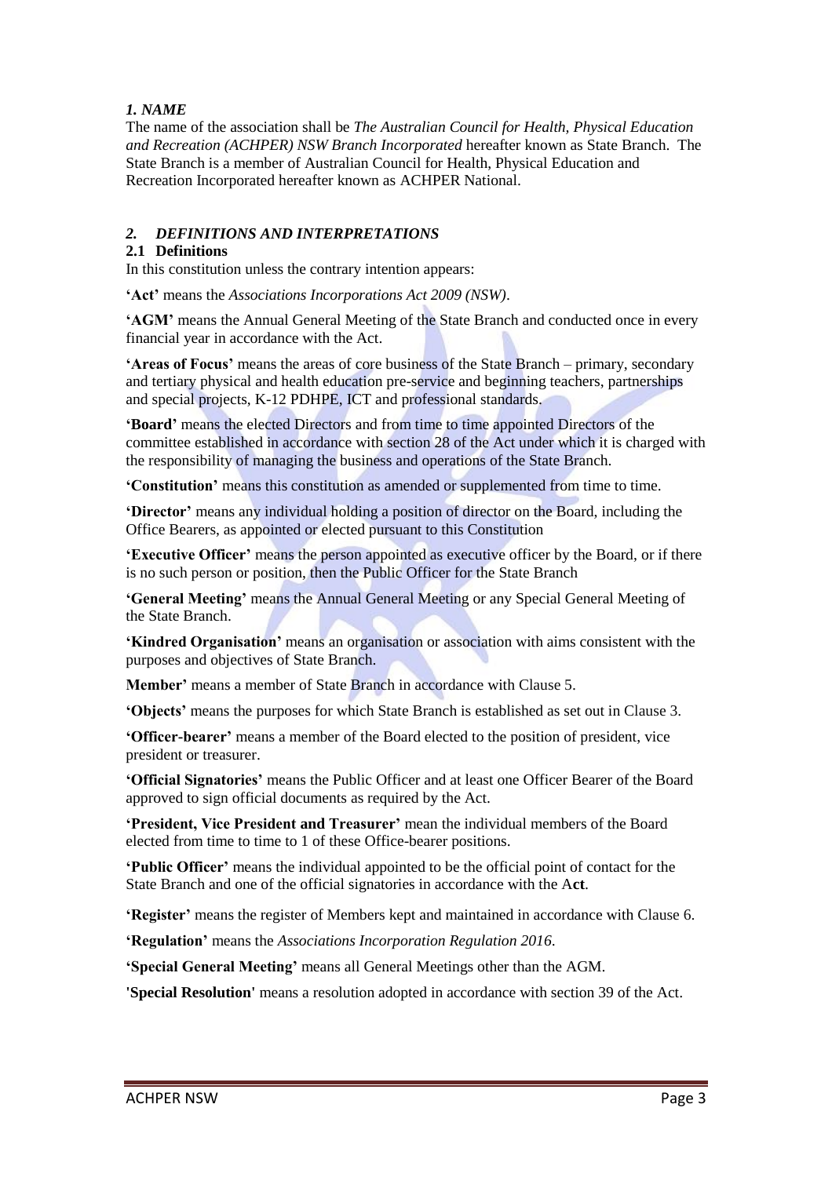## *1. NAME*

The name of the association shall be *The Australian Council for Health, Physical Education and Recreation (ACHPER) NSW Branch Incorporated* hereafter known as State Branch. The State Branch is a member of Australian Council for Health, Physical Education and Recreation Incorporated hereafter known as ACHPER National.

## *2. DEFINITIONS AND INTERPRETATIONS*

### 2.1 Definitions

In this constitution unless the contrary intention appears:

**'Act'** means the *Associations Incorporations Act 2009 (NSW)*.

**'AGM'** means the Annual General Meeting of the State Branch and conducted once in every financial year in accordance with the Act.

**'Areas of Focus'** means the areas of core business of the State Branch – primary, secondary and tertiary physical and health education pre-service and beginning teachers, partnerships and special projects, K-12 PDHPE, ICT and professional standards.

**'Board'** means the elected Directors and from time to time appointed Directors of the committee established in accordance with section 28 of the Act under which it is charged with the responsibility of managing the business and operations of the State Branch.

**'Constitution'** means this constitution as amended or supplemented from time to time.

**'Director'** means any individual holding a position of director on the Board, including the Office Bearers, as appointed or elected pursuant to this Constitution

**'Executive Officer'** means the person appointed as executive officer by the Board, or if there is no such person or position, then the Public Officer for the State Branch

**'General Meeting'** means the Annual General Meeting or any Special General Meeting of the State Branch.

**'Kindred Organisation'** means an organisation or association with aims consistent with the purposes and objectives of State Branch.

**Member'** means a member of State Branch in accordance with Clause 5.

**'Objects'** means the purposes for which State Branch is established as set out in Clause 3.

**'Officer-bearer'** means a member of the Board elected to the position of president, vice president or treasurer.

**'Official Signatories'** means the Public Officer and at least one Officer Bearer of the Board approved to sign official documents as required by the Act.

**'President, Vice President and Treasurer'** mean the individual members of the Board elected from time to time to 1 of these Office-bearer positions.

**'Public Officer'** means the individual appointed to be the official point of contact for the State Branch and one of the official signatories in accordance with the A**ct**.

**'Register'** means the register of Members kept and maintained in accordance with Clause 6.

**'Regulation'** means the *Associations Incorporation Regulation 2016*.

**'Special General Meeting'** means all General Meetings other than the AGM.

**'Special Resolution'** means a resolution adopted in accordance with section 39 of the Act.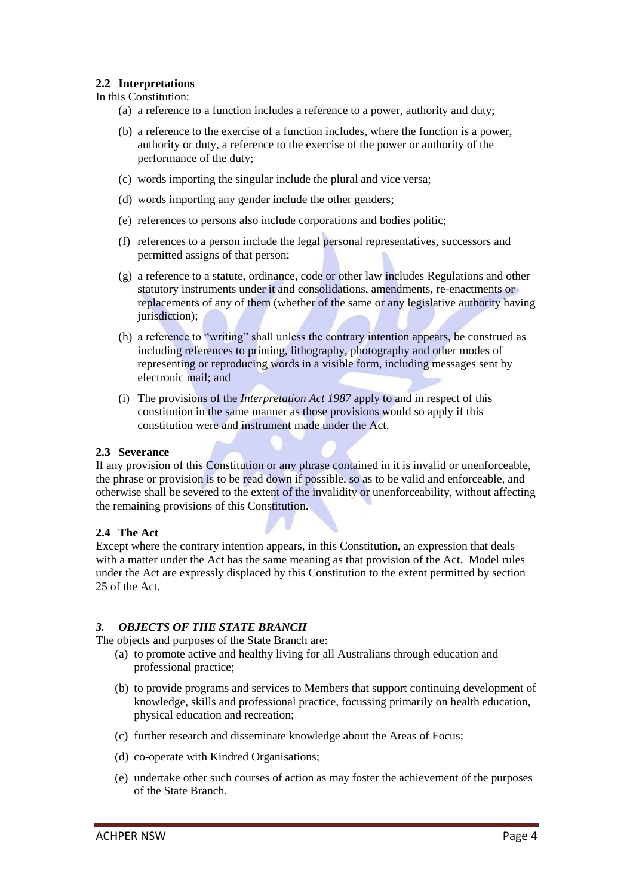### 2.2 Interpretations

In this Constitution:

(a) a reference to a function includes a reference to a power, authority and duty;

(b) a reference to the exercise of a function includes, where the function is a power, authority or duty, a reference to the exercise of the power or authority of the performance of the duty;

(c) words importing the singular include the plural and vice versa;

(d) words importing any gender include the other genders;

(e) references to persons also include corporations and bodies politic;

(f) references to a person include the legal personal representatives, successors and permitted assigns of that person;

(g) a reference to a statute, ordinance, code or other law includes Regulations and other statutory instruments under it and consolidations, amendments, re-enactments or replacements of any of them (whether of the same or any legislative authority having jurisdiction);

(h) a reference to "writing" shall unless the contrary intention appears, be construed as including references to printing, lithography, photography and other modes of representing or reproducing words in a visible form, including messages sent by electronic mail; and

(i) The provisions of the *Interpretation Act 1987* apply to and in respect of this constitution in the same manner as those provisions would so apply if this constitution were and instrument made under the Act.

### 2.3 Severance

If any provision of this Constitution or any phrase contained in it is invalid or unenforceable, the phrase or provision is to be read down if possible, so as to be valid and enforceable, and otherwise shall be severed to the extent of the invalidity or unenforceability, without affecting the remaining provisions of this Constitution.

### 2.4 The Act

Except where the contrary intention appears, in this Constitution, an expression that deals with a matter under the Act has the same meaning as that provision of the Act. Model rules under the Act are expressly displaced by this Constitution to the extent permitted by section 25 of the Act.

## *3. OBJECTS OF THE STATE BRANCH*

The objects and purposes of the State Branch are:

(a) to promote active and healthy living for all Australians through education and professional practice;

(b) to provide programs and services to Members that support continuing development of knowledge, skills and professional practice, focussing primarily on health education, physical education and recreation;

(c) further research and disseminate knowledge about the Areas of Focus;

(d) co-operate with Kindred Organisations;

(e) undertake other such courses of action as may foster the achievement of the purposes of the State Branch.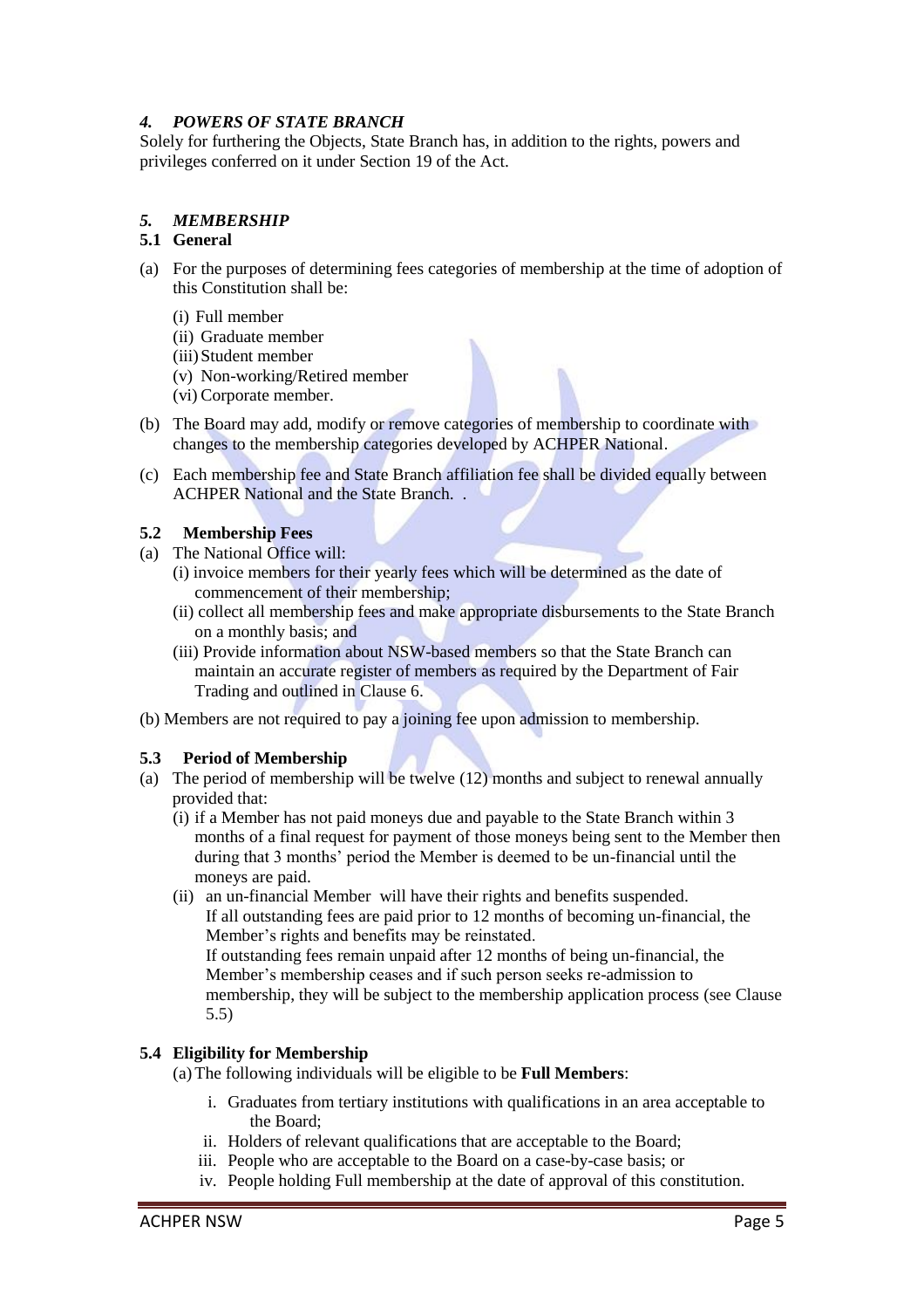### *4. POWERS OF STATE BRANCH*

Solely for furthering the Objects, State Branch has, in addition to the rights, powers and privileges conferred on it under Section 19 of the Act.

### *5. MEMBERSHIP*

#### 5.1 General

(a) For the purposes of determining fees categories of membership at the time of adoption of this Constitution shall be:

(i) Full member
(ii) Graduate member
(iii) Student member
(v) Non-working/Retired member
(vi) Corporate member.

(b) The Board may add, modify or remove categories of membership to coordinate with changes to the membership categories developed by ACHPER National.

(c) Each membership fee and State Branch affiliation fee shall be divided equally between ACHPER National and the State Branch. .

#### 5.2 Membership Fees

(a) The National Office will:

(i) invoice members for their yearly fees which will be determined as the date of commencement of their membership;
(ii) collect all membership fees and make appropriate disbursements to the State Branch on a monthly basis; and
(iii) Provide information about NSW-based members so that the State Branch can maintain an accurate register of members as required by the Department of Fair Trading and outlined in Clause 6.

(b) Members are not required to pay a joining fee upon admission to membership.

#### 5.3 Period of Membership

(a) The period of membership will be twelve (12) months and subject to renewal annually provided that:

(i) if a Member has not paid moneys due and payable to the State Branch within 3 months of a final request for payment of those moneys being sent to the Member then during that 3 months' period the Member is deemed to be un-financial until the moneys are paid.
(ii) an un-financial Member will have their rights and benefits suspended.
If all outstanding fees are paid prior to 12 months of becoming un-financial, the Member's rights and benefits may be reinstated.
If outstanding fees remain unpaid after 12 months of being un-financial, the Member's membership ceases and if such person seeks re-admission to membership, they will be subject to the membership application process (see Clause 5.5)

#### 5.4 Eligibility for Membership

(a) The following individuals will be eligible to be **Full Members**:

i. Graduates from tertiary institutions with qualifications in an area acceptable to the Board;
ii. Holders of relevant qualifications that are acceptable to the Board;
iii. People who are acceptable to the Board on a case-by-case basis; or
iv. People holding Full membership at the date of approval of this constitution.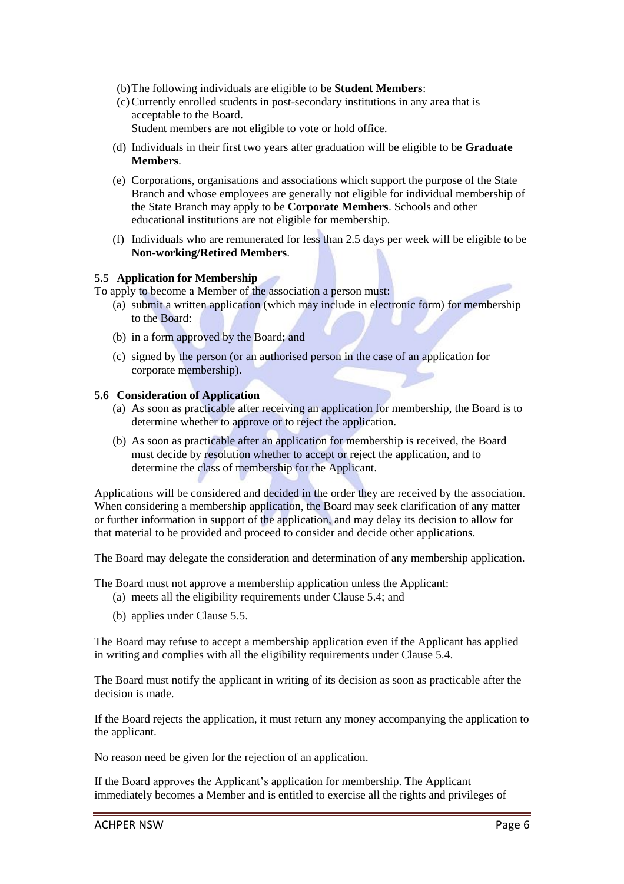(b) The following individuals are eligible to be **Student Members**:

(c) Currently enrolled students in post-secondary institutions in any area that is acceptable to the Board.
Student members are not eligible to vote or hold office.

(d) Individuals in their first two years after graduation will be eligible to be **Graduate Members**.

(e) Corporations, organisations and associations which support the purpose of the State Branch and whose employees are generally not eligible for individual membership of the State Branch may apply to be **Corporate Members**. Schools and other educational institutions are not eligible for membership.

(f) Individuals who are remunerated for less than 2.5 days per week will be eligible to be **Non-working/Retired Members**.

**5.5 Application for Membership**

To apply to become a Member of the association a person must:

(a) submit a written application (which may include in electronic form) for membership to the Board:

(b) in a form approved by the Board; and

(c) signed by the person (or an authorised person in the case of an application for corporate membership).

**5.6 Consideration of Application**

(a) As soon as practicable after receiving an application for membership, the Board is to determine whether to approve or to reject the application.

(b) As soon as practicable after an application for membership is received, the Board must decide by resolution whether to accept or reject the application, and to determine the class of membership for the Applicant.

Applications will be considered and decided in the order they are received by the association. When considering a membership application, the Board may seek clarification of any matter or further information in support of the application, and may delay its decision to allow for that material to be provided and proceed to consider and decide other applications.

The Board may delegate the consideration and determination of any membership application.

The Board must not approve a membership application unless the Applicant:

(a) meets all the eligibility requirements under Clause 5.4; and

(b) applies under Clause 5.5.

The Board may refuse to accept a membership application even if the Applicant has applied in writing and complies with all the eligibility requirements under Clause 5.4.

The Board must notify the applicant in writing of its decision as soon as practicable after the decision is made.

If the Board rejects the application, it must return any money accompanying the application to the applicant.

No reason need be given for the rejection of an application.

If the Board approves the Applicant's application for membership. The Applicant immediately becomes a Member and is entitled to exercise all the rights and privileges of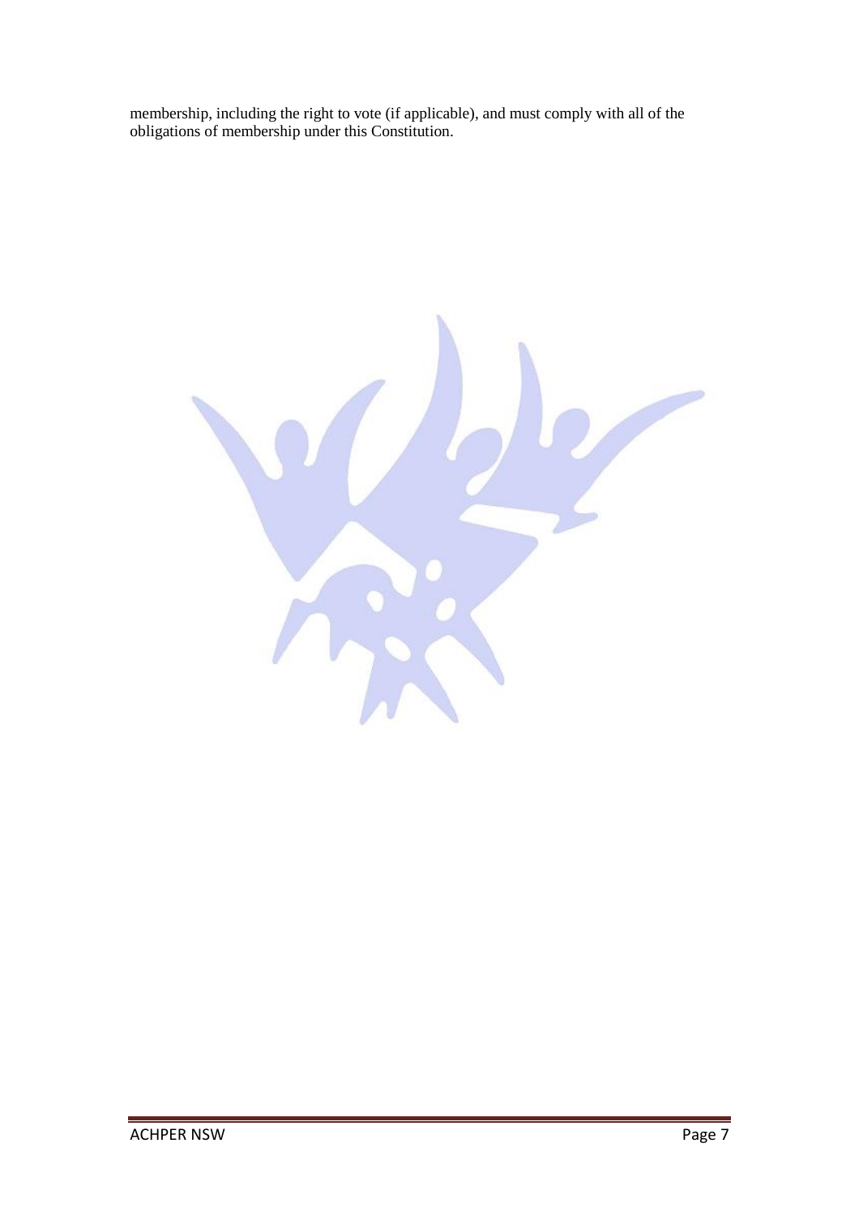membership, including the right to vote (if applicable), and must comply with all of the obligations of membership under this Constitution.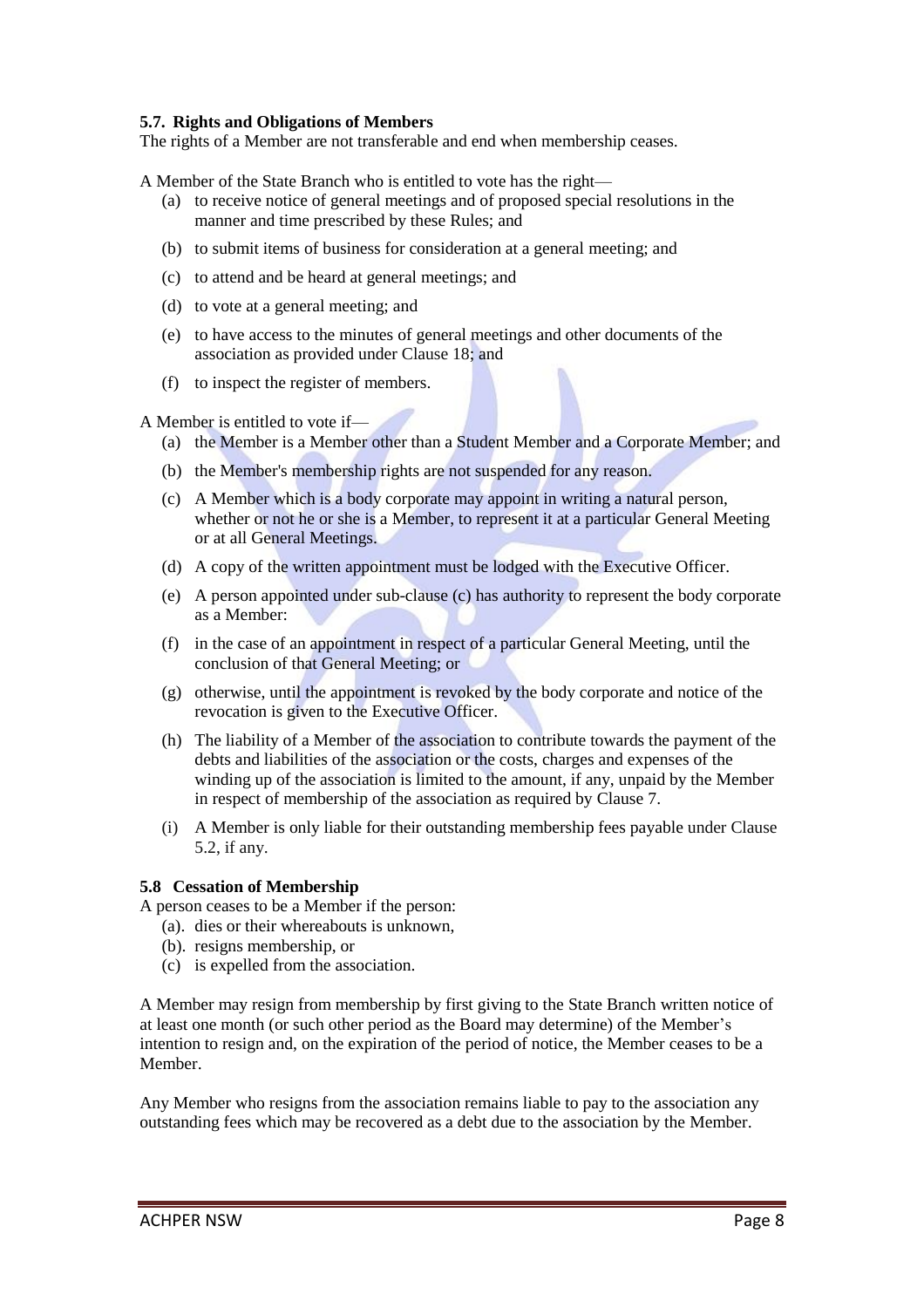#### 5.7. Rights and Obligations of Members

The rights of a Member are not transferable and end when membership ceases.

A Member of the State Branch who is entitled to vote has the right—

(a) to receive notice of general meetings and of proposed special resolutions in the manner and time prescribed by these Rules; and

(b) to submit items of business for consideration at a general meeting; and

(c) to attend and be heard at general meetings; and

(d) to vote at a general meeting; and

(e) to have access to the minutes of general meetings and other documents of the association as provided under Clause 18; and

(f) to inspect the register of members.

A Member is entitled to vote if—

(a) the Member is a Member other than a Student Member and a Corporate Member; and

(b) the Member's membership rights are not suspended for any reason.

(c) A Member which is a body corporate may appoint in writing a natural person, whether or not he or she is a Member, to represent it at a particular General Meeting or at all General Meetings.

(d) A copy of the written appointment must be lodged with the Executive Officer.

(e) A person appointed under sub-clause (c) has authority to represent the body corporate as a Member:

(f) in the case of an appointment in respect of a particular General Meeting, until the conclusion of that General Meeting; or

(g) otherwise, until the appointment is revoked by the body corporate and notice of the revocation is given to the Executive Officer.

(h) The liability of a Member of the association to contribute towards the payment of the debts and liabilities of the association or the costs, charges and expenses of the winding up of the association is limited to the amount, if any, unpaid by the Member in respect of membership of the association as required by Clause 7.

(i) A Member is only liable for their outstanding membership fees payable under Clause 5.2, if any.

#### 5.8 Cessation of Membership

A person ceases to be a Member if the person:

(a). dies or their whereabouts is unknown,

(b). resigns membership, or

(c) is expelled from the association.

A Member may resign from membership by first giving to the State Branch written notice of at least one month (or such other period as the Board may determine) of the Member's intention to resign and, on the expiration of the period of notice, the Member ceases to be a Member.

Any Member who resigns from the association remains liable to pay to the association any outstanding fees which may be recovered as a debt due to the association by the Member.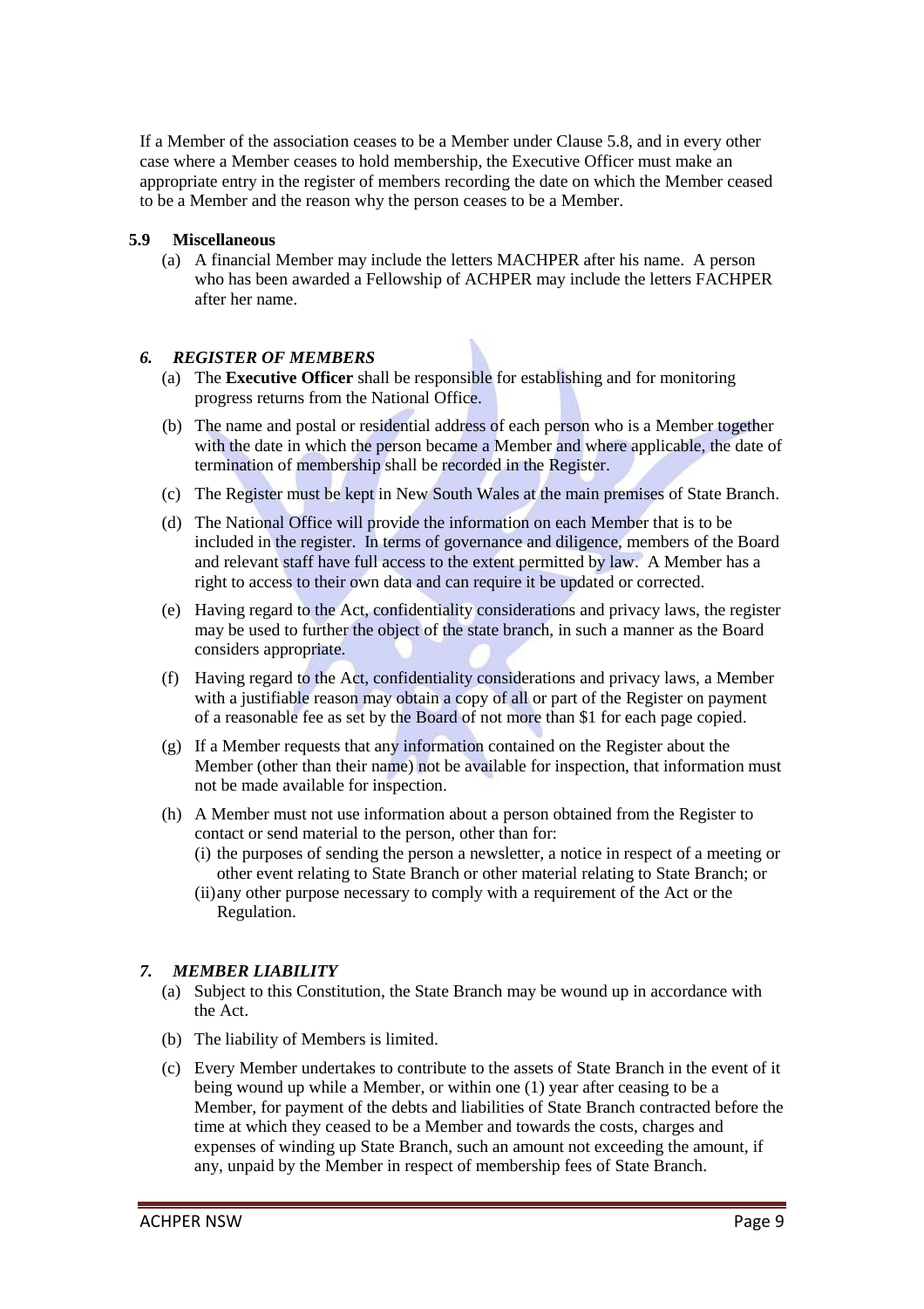If a Member of the association ceases to be a Member under Clause 5.8, and in every other case where a Member ceases to hold membership, the Executive Officer must make an appropriate entry in the register of members recording the date on which the Member ceased to be a Member and the reason why the person ceases to be a Member.

### 5.9 Miscellaneous

(a) A financial Member may include the letters MACHPER after his name. A person who has been awarded a Fellowship of ACHPER may include the letters FACHPER after her name.

## *6. REGISTER OF MEMBERS*

(a) The **Executive Officer** shall be responsible for establishing and for monitoring progress returns from the National Office.

(b) The name and postal or residential address of each person who is a Member together with the date in which the person became a Member and where applicable, the date of termination of membership shall be recorded in the Register.

(c) The Register must be kept in New South Wales at the main premises of State Branch.

(d) The National Office will provide the information on each Member that is to be included in the register. In terms of governance and diligence, members of the Board and relevant staff have full access to the extent permitted by law. A Member has a right to access to their own data and can require it be updated or corrected.

(e) Having regard to the Act, confidentiality considerations and privacy laws, the register may be used to further the object of the state branch, in such a manner as the Board considers appropriate.

(f) Having regard to the Act, confidentiality considerations and privacy laws, a Member with a justifiable reason may obtain a copy of all or part of the Register on payment of a reasonable fee as set by the Board of not more than $1 for each page copied.

(g) If a Member requests that any information contained on the Register about the Member (other than their name) not be available for inspection, that information must not be made available for inspection.

(h) A Member must not use information about a person obtained from the Register to contact or send material to the person, other than for:
   (i) the purposes of sending the person a newsletter, a notice in respect of a meeting or other event relating to State Branch or other material relating to State Branch; or
   (ii) any other purpose necessary to comply with a requirement of the Act or the Regulation.

## *7. MEMBER LIABILITY*

(a) Subject to this Constitution, the State Branch may be wound up in accordance with the Act.

(b) The liability of Members is limited.

(c) Every Member undertakes to contribute to the assets of State Branch in the event of it being wound up while a Member, or within one (1) year after ceasing to be a Member, for payment of the debts and liabilities of State Branch contracted before the time at which they ceased to be a Member and towards the costs, charges and expenses of winding up State Branch, such an amount not exceeding the amount, if any, unpaid by the Member in respect of membership fees of State Branch.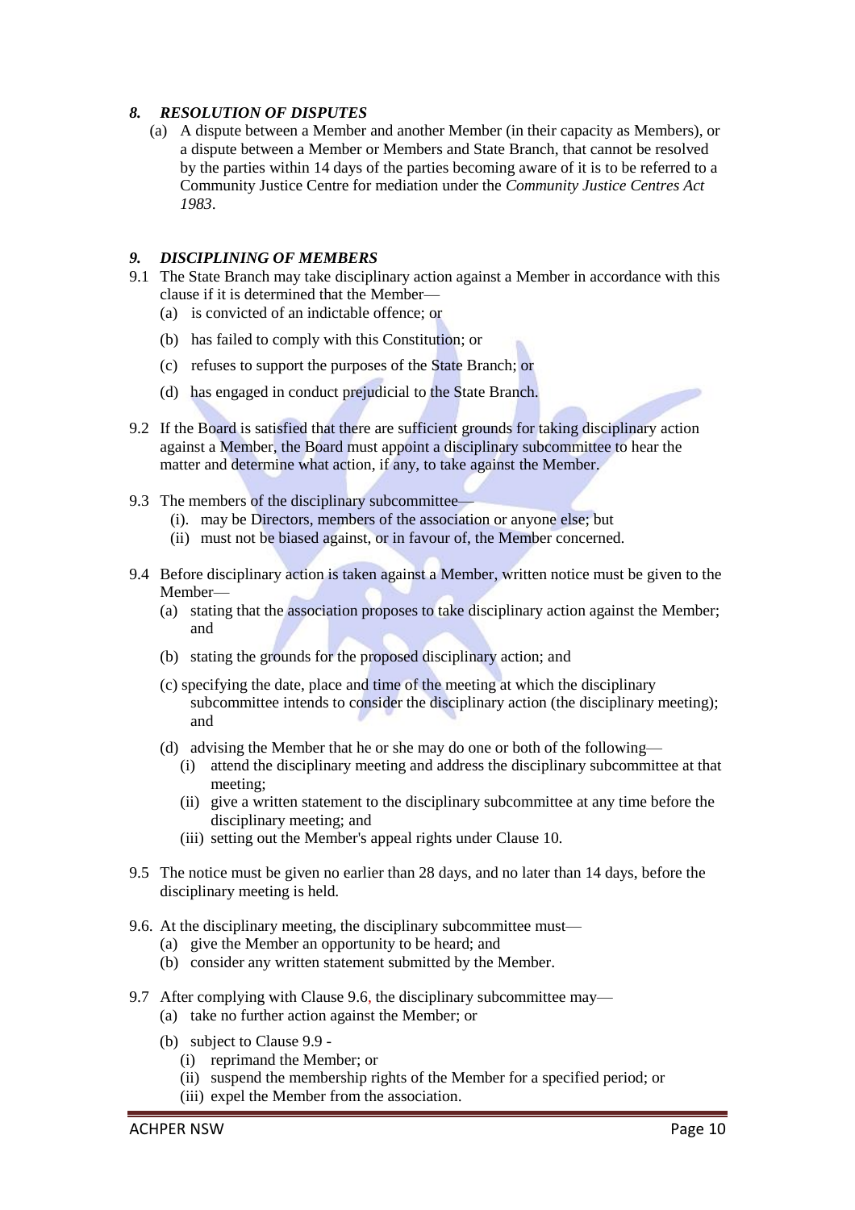### *8. RESOLUTION OF DISPUTES*

(a) A dispute between a Member and another Member (in their capacity as Members), or a dispute between a Member or Members and State Branch, that cannot be resolved by the parties within 14 days of the parties becoming aware of it is to be referred to a Community Justice Centre for mediation under the *Community Justice Centres Act 1983*.

### *9. DISCIPLINING OF MEMBERS*

9.1 The State Branch may take disciplinary action against a Member in accordance with this clause if it is determined that the Member—

- (a) is convicted of an indictable offence; or
- (b) has failed to comply with this Constitution; or
- (c) refuses to support the purposes of the State Branch; or
- (d) has engaged in conduct prejudicial to the State Branch.

9.2 If the Board is satisfied that there are sufficient grounds for taking disciplinary action against a Member, the Board must appoint a disciplinary subcommittee to hear the matter and determine what action, if any, to take against the Member.

9.3 The members of the disciplinary subcommittee—

- (i). may be Directors, members of the association or anyone else; but
- (ii) must not be biased against, or in favour of, the Member concerned.

9.4 Before disciplinary action is taken against a Member, written notice must be given to the Member—

- (a) stating that the association proposes to take disciplinary action against the Member; and
- (b) stating the grounds for the proposed disciplinary action; and
- (c) specifying the date, place and time of the meeting at which the disciplinary subcommittee intends to consider the disciplinary action (the disciplinary meeting); and
- (d) advising the Member that he or she may do one or both of the following—
  - (i) attend the disciplinary meeting and address the disciplinary subcommittee at that meeting;
  - (ii) give a written statement to the disciplinary subcommittee at any time before the disciplinary meeting; and
  - (iii) setting out the Member's appeal rights under Clause 10.

9.5 The notice must be given no earlier than 28 days, and no later than 14 days, before the disciplinary meeting is held.

9.6. At the disciplinary meeting, the disciplinary subcommittee must—

- (a) give the Member an opportunity to be heard; and
- (b) consider any written statement submitted by the Member.

9.7 After complying with Clause 9.6, the disciplinary subcommittee may—

- (a) take no further action against the Member; or
- (b) subject to Clause 9.9 -
  - (i) reprimand the Member; or
  - (ii) suspend the membership rights of the Member for a specified period; or
  - (iii) expel the Member from the association.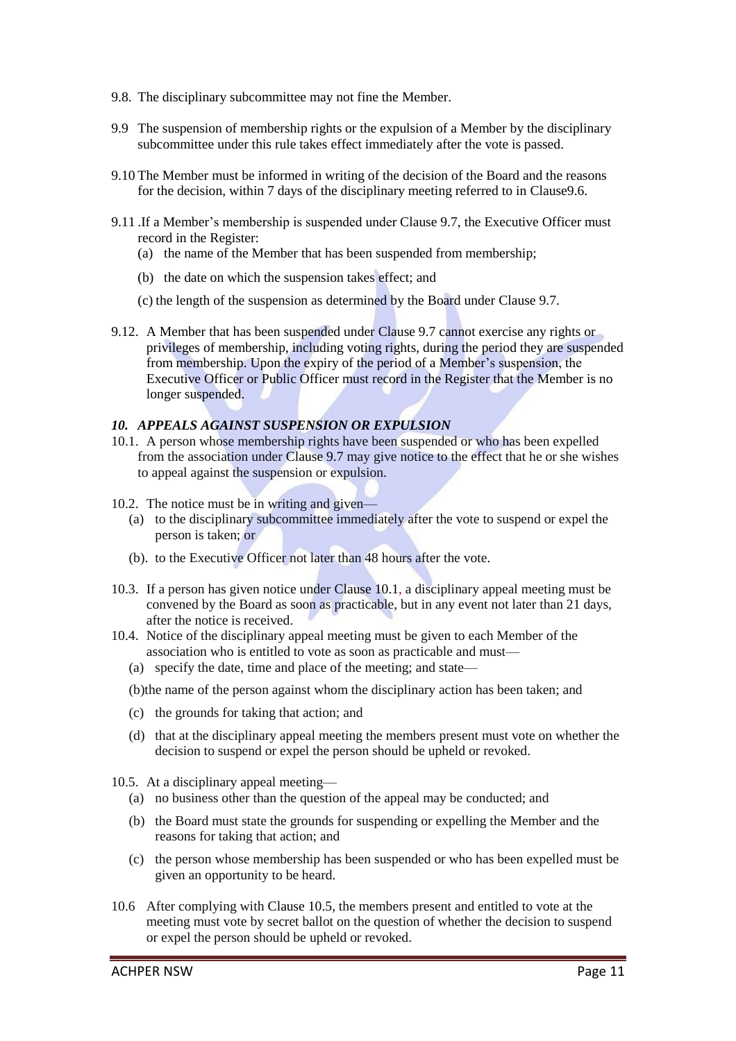9.8. The disciplinary subcommittee may not fine the Member.

9.9 The suspension of membership rights or the expulsion of a Member by the disciplinary subcommittee under this rule takes effect immediately after the vote is passed.

9.10 The Member must be informed in writing of the decision of the Board and the reasons for the decision, within 7 days of the disciplinary meeting referred to in Clause9.6.

9.11 .If a Member's membership is suspended under Clause 9.7, the Executive Officer must record in the Register:

(a) the name of the Member that has been suspended from membership;

(b) the date on which the suspension takes effect; and

(c) the length of the suspension as determined by the Board under Clause 9.7.

9.12. A Member that has been suspended under Clause 9.7 cannot exercise any rights or privileges of membership, including voting rights, during the period they are suspended from membership. Upon the expiry of the period of a Member's suspension, the Executive Officer or Public Officer must record in the Register that the Member is no longer suspended.

### *10. APPEALS AGAINST SUSPENSION OR EXPULSION*

10.1. A person whose membership rights have been suspended or who has been expelled from the association under Clause 9.7 may give notice to the effect that he or she wishes to appeal against the suspension or expulsion.

10.2. The notice must be in writing and given—

(a) to the disciplinary subcommittee immediately after the vote to suspend or expel the person is taken; or

(b). to the Executive Officer not later than 48 hours after the vote.

10.3. If a person has given notice under Clause 10.1, a disciplinary appeal meeting must be convened by the Board as soon as practicable, but in any event not later than 21 days, after the notice is received.

10.4. Notice of the disciplinary appeal meeting must be given to each Member of the association who is entitled to vote as soon as practicable and must—

(a) specify the date, time and place of the meeting; and state—

(b)the name of the person against whom the disciplinary action has been taken; and

(c) the grounds for taking that action; and

(d) that at the disciplinary appeal meeting the members present must vote on whether the decision to suspend or expel the person should be upheld or revoked.

10.5. At a disciplinary appeal meeting—

(a) no business other than the question of the appeal may be conducted; and

(b) the Board must state the grounds for suspending or expelling the Member and the reasons for taking that action; and

(c) the person whose membership has been suspended or who has been expelled must be given an opportunity to be heard.

10.6 After complying with Clause 10.5, the members present and entitled to vote at the meeting must vote by secret ballot on the question of whether the decision to suspend or expel the person should be upheld or revoked.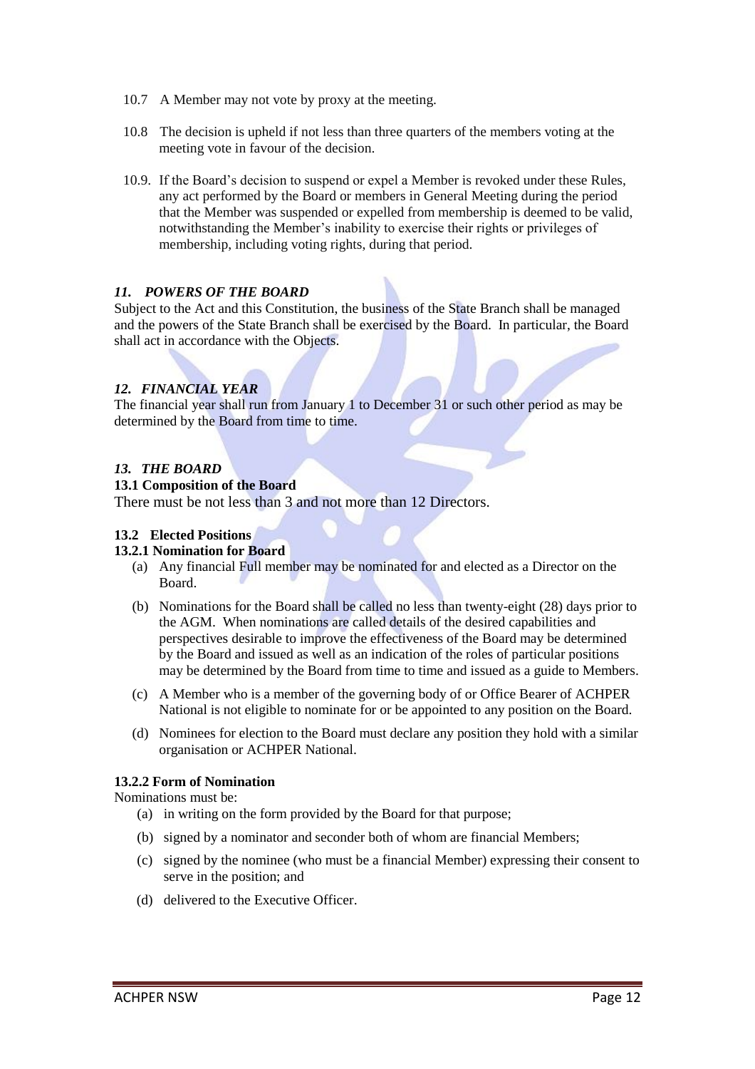10.7 A Member may not vote by proxy at the meeting.

10.8 The decision is upheld if not less than three quarters of the members voting at the meeting vote in favour of the decision.

10.9. If the Board's decision to suspend or expel a Member is revoked under these Rules, any act performed by the Board or members in General Meeting during the period that the Member was suspended or expelled from membership is deemed to be valid, notwithstanding the Member's inability to exercise their rights or privileges of membership, including voting rights, during that period.

### *11. POWERS OF THE BOARD*

Subject to the Act and this Constitution, the business of the State Branch shall be managed and the powers of the State Branch shall be exercised by the Board. In particular, the Board shall act in accordance with the Objects.

### *12. FINANCIAL YEAR*

The financial year shall run from January 1 to December 31 or such other period as may be determined by the Board from time to time.

### *13. THE BOARD*

**13.1 Composition of the Board**

There must be not less than 3 and not more than 12 Directors.

**13.2 Elected Positions**

**13.2.1 Nomination for Board**

(a) Any financial Full member may be nominated for and elected as a Director on the Board.

(b) Nominations for the Board shall be called no less than twenty-eight (28) days prior to the AGM. When nominations are called details of the desired capabilities and perspectives desirable to improve the effectiveness of the Board may be determined by the Board and issued as well as an indication of the roles of particular positions may be determined by the Board from time to time and issued as a guide to Members.

(c) A Member who is a member of the governing body of or Office Bearer of ACHPER National is not eligible to nominate for or be appointed to any position on the Board.

(d) Nominees for election to the Board must declare any position they hold with a similar organisation or ACHPER National.

**13.2.2 Form of Nomination**

Nominations must be:

(a) in writing on the form provided by the Board for that purpose;

(b) signed by a nominator and seconder both of whom are financial Members;

(c) signed by the nominee (who must be a financial Member) expressing their consent to serve in the position; and

(d) delivered to the Executive Officer.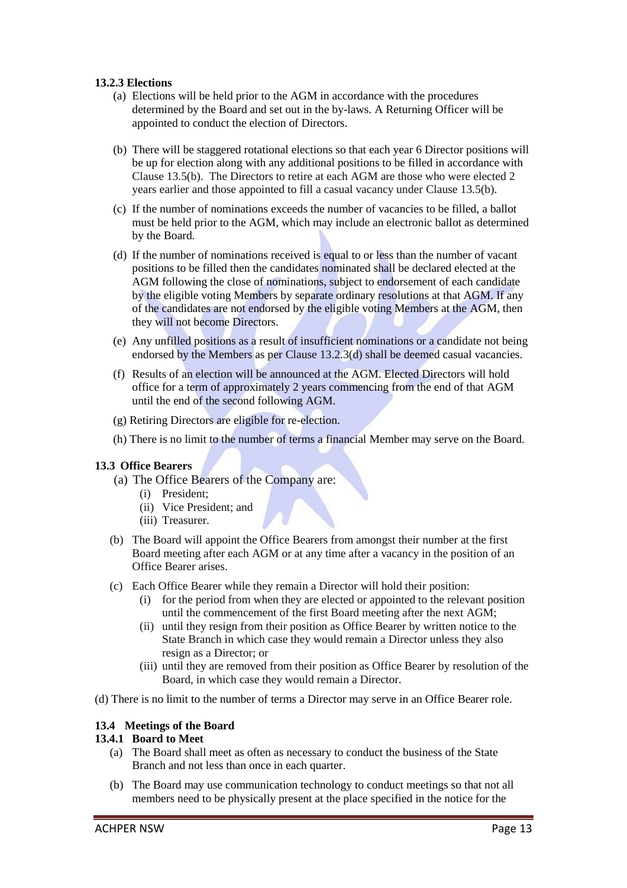**13.2.3 Elections**

(a) Elections will be held prior to the AGM in accordance with the procedures determined by the Board and set out in the by-laws. A Returning Officer will be appointed to conduct the election of Directors.

(b) There will be staggered rotational elections so that each year 6 Director positions will be up for election along with any additional positions to be filled in accordance with Clause 13.5(b). The Directors to retire at each AGM are those who were elected 2 years earlier and those appointed to fill a casual vacancy under Clause 13.5(b).

(c) If the number of nominations exceeds the number of vacancies to be filled, a ballot must be held prior to the AGM, which may include an electronic ballot as determined by the Board.

(d) If the number of nominations received is equal to or less than the number of vacant positions to be filled then the candidates nominated shall be declared elected at the AGM following the close of nominations, subject to endorsement of each candidate by the eligible voting Members by separate ordinary resolutions at that AGM. If any of the candidates are not endorsed by the eligible voting Members at the AGM, then they will not become Directors.

(e) Any unfilled positions as a result of insufficient nominations or a candidate not being endorsed by the Members as per Clause 13.2.3(d) shall be deemed casual vacancies.

(f) Results of an election will be announced at the AGM. Elected Directors will hold office for a term of approximately 2 years commencing from the end of that AGM until the end of the second following AGM.

(g) Retiring Directors are eligible for re-election.

(h) There is no limit to the number of terms a financial Member may serve on the Board.

**13.3 Office Bearers**

(a) The Office Bearers of the Company are:
   (i) President;
   (ii) Vice President; and
   (iii) Treasurer.

(b) The Board will appoint the Office Bearers from amongst their number at the first Board meeting after each AGM or at any time after a vacancy in the position of an Office Bearer arises.

(c) Each Office Bearer while they remain a Director will hold their position:
   (i) for the period from when they are elected or appointed to the relevant position until the commencement of the first Board meeting after the next AGM;
   (ii) until they resign from their position as Office Bearer by written notice to the State Branch in which case they would remain a Director unless they also resign as a Director; or
   (iii) until they are removed from their position as Office Bearer by resolution of the Board, in which case they would remain a Director.

(d) There is no limit to the number of terms a Director may serve in an Office Bearer role.

**13.4 Meetings of the Board**

**13.4.1 Board to Meet**

(a) The Board shall meet as often as necessary to conduct the business of the State Branch and not less than once in each quarter.

(b) The Board may use communication technology to conduct meetings so that not all members need to be physically present at the place specified in the notice for the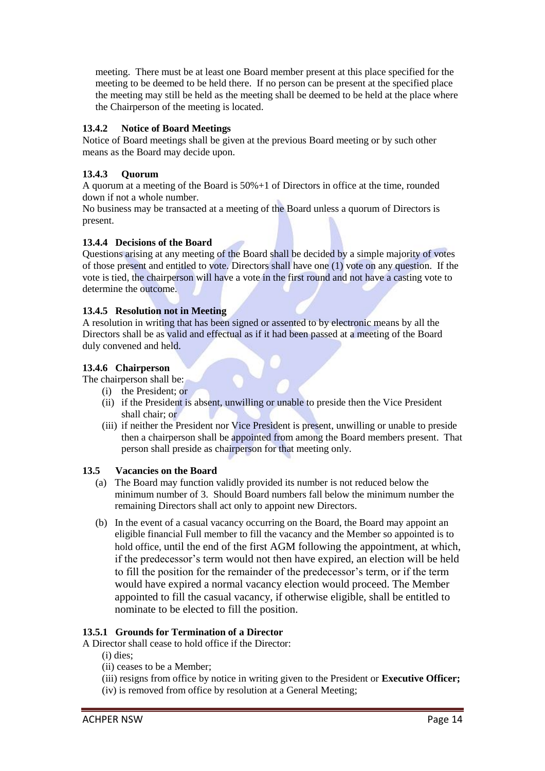meeting. There must be at least one Board member present at this place specified for the meeting to be deemed to be held there. If no person can be present at the specified place the meeting may still be held as the meeting shall be deemed to be held at the place where the Chairperson of the meeting is located.

### 13.4.2 Notice of Board Meetings

Notice of Board meetings shall be given at the previous Board meeting or by such other means as the Board may decide upon.

### 13.4.3 Quorum

A quorum at a meeting of the Board is 50%+1 of Directors in office at the time, rounded down if not a whole number.

No business may be transacted at a meeting of the Board unless a quorum of Directors is present.

### 13.4.4 Decisions of the Board

Questions arising at any meeting of the Board shall be decided by a simple majority of votes of those present and entitled to vote. Directors shall have one (1) vote on any question. If the vote is tied, the chairperson will have a vote in the first round and not have a casting vote to determine the outcome.

### 13.4.5 Resolution not in Meeting

A resolution in writing that has been signed or assented to by electronic means by all the Directors shall be as valid and effectual as if it had been passed at a meeting of the Board duly convened and held.

### 13.4.6 Chairperson

The chairperson shall be:

(i) the President; or

(ii) if the President is absent, unwilling or unable to preside then the Vice President shall chair; or

(iii) if neither the President nor Vice President is present, unwilling or unable to preside then a chairperson shall be appointed from among the Board members present. That person shall preside as chairperson for that meeting only.

### 13.5 Vacancies on the Board

(a) The Board may function validly provided its number is not reduced below the minimum number of 3. Should Board numbers fall below the minimum number the remaining Directors shall act only to appoint new Directors.

(b) In the event of a casual vacancy occurring on the Board, the Board may appoint an eligible financial Full member to fill the vacancy and the Member so appointed is to hold office, until the end of the first AGM following the appointment, at which, if the predecessor's term would not then have expired, an election will be held to fill the position for the remainder of the predecessor's term, or if the term would have expired a normal vacancy election would proceed. The Member appointed to fill the casual vacancy, if otherwise eligible, shall be entitled to nominate to be elected to fill the position.

### 13.5.1 Grounds for Termination of a Director

A Director shall cease to hold office if the Director:

(i) dies;

(ii) ceases to be a Member;

(iii) resigns from office by notice in writing given to the President or **Executive Officer;**

(iv) is removed from office by resolution at a General Meeting;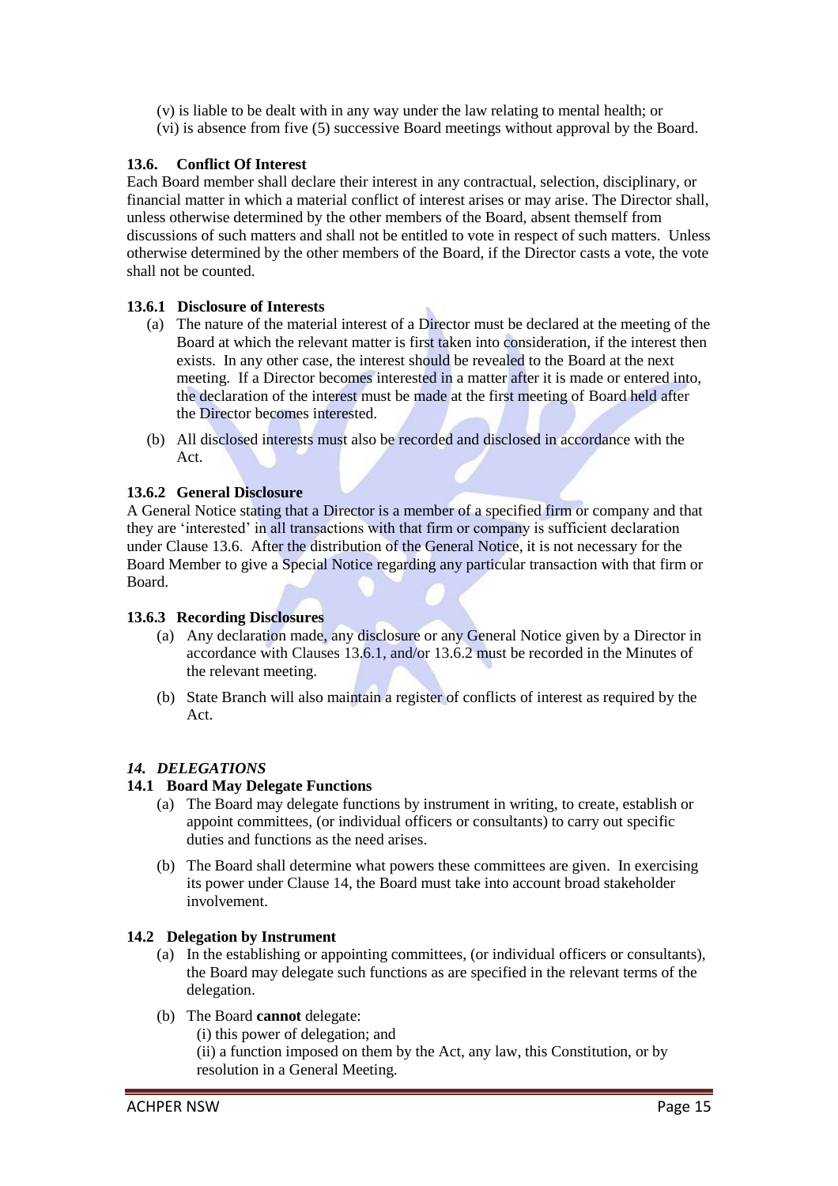(v) is liable to be dealt with in any way under the law relating to mental health; or
(vi) is absence from five (5) successive Board meetings without approval by the Board.

### 13.6. Conflict Of Interest

Each Board member shall declare their interest in any contractual, selection, disciplinary, or financial matter in which a material conflict of interest arises or may arise. The Director shall, unless otherwise determined by the other members of the Board, absent themself from discussions of such matters and shall not be entitled to vote in respect of such matters. Unless otherwise determined by the other members of the Board, if the Director casts a vote, the vote shall not be counted.

#### 13.6.1 Disclosure of Interests

(a) The nature of the material interest of a Director must be declared at the meeting of the Board at which the relevant matter is first taken into consideration, if the interest then exists. In any other case, the interest should be revealed to the Board at the next meeting. If a Director becomes interested in a matter after it is made or entered into, the declaration of the interest must be made at the first meeting of Board held after the Director becomes interested.

(b) All disclosed interests must also be recorded and disclosed in accordance with the Act.

#### 13.6.2 General Disclosure

A General Notice stating that a Director is a member of a specified firm or company and that they are 'interested' in all transactions with that firm or company is sufficient declaration under Clause 13.6. After the distribution of the General Notice, it is not necessary for the Board Member to give a Special Notice regarding any particular transaction with that firm or Board.

#### 13.6.3 Recording Disclosures

(a) Any declaration made, any disclosure or any General Notice given by a Director in accordance with Clauses 13.6.1, and/or 13.6.2 must be recorded in the Minutes of the relevant meeting.

(b) State Branch will also maintain a register of conflicts of interest as required by the Act.

## *14. DELEGATIONS*

### 14.1 Board May Delegate Functions

(a) The Board may delegate functions by instrument in writing, to create, establish or appoint committees, (or individual officers or consultants) to carry out specific duties and functions as the need arises.

(b) The Board shall determine what powers these committees are given. In exercising its power under Clause 14, the Board must take into account broad stakeholder involvement.

### 14.2 Delegation by Instrument

(a) In the establishing or appointing committees, (or individual officers or consultants), the Board may delegate such functions as are specified in the relevant terms of the delegation.

(b) The Board **cannot** delegate:
  (i) this power of delegation; and
  (ii) a function imposed on them by the Act, any law, this Constitution, or by resolution in a General Meeting.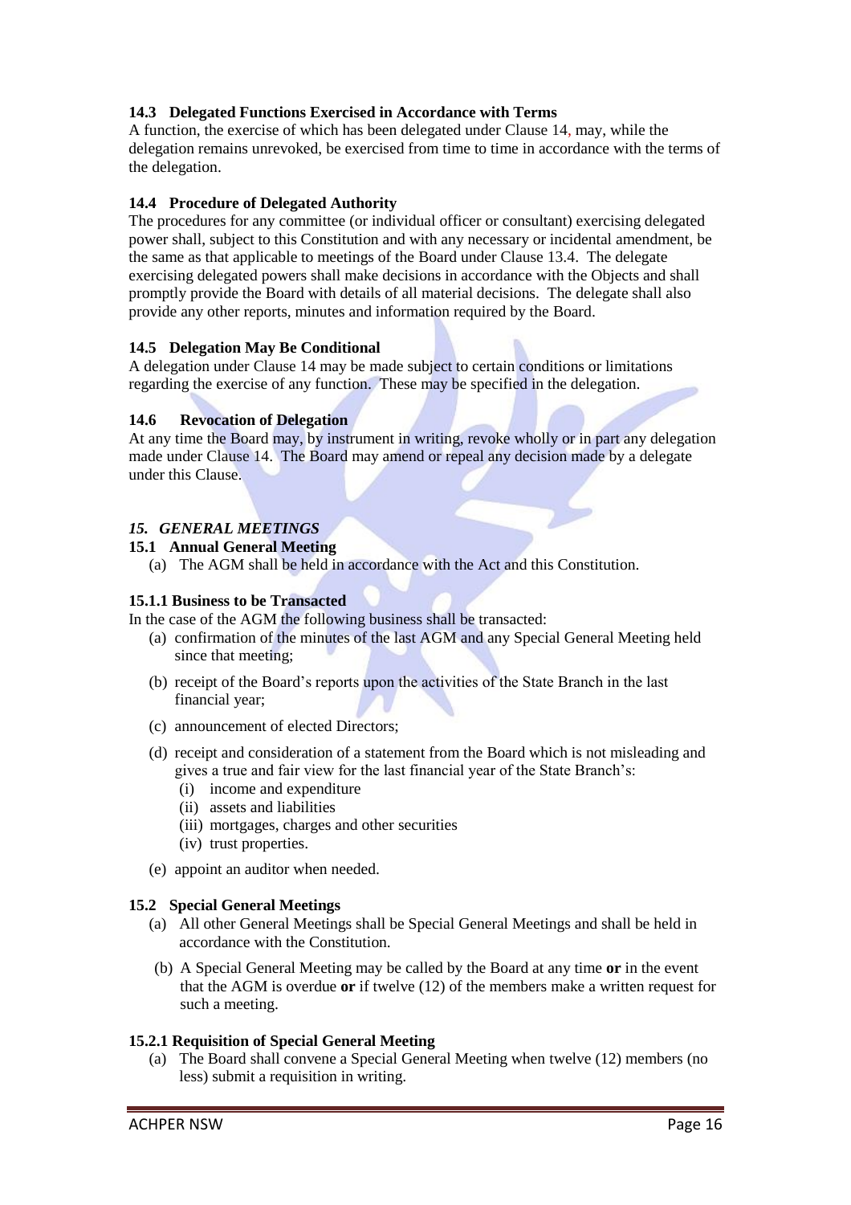### 14.3 Delegated Functions Exercised in Accordance with Terms

A function, the exercise of which has been delegated under Clause 14, may, while the delegation remains unrevoked, be exercised from time to time in accordance with the terms of the delegation.

### 14.4 Procedure of Delegated Authority

The procedures for any committee (or individual officer or consultant) exercising delegated power shall, subject to this Constitution and with any necessary or incidental amendment, be the same as that applicable to meetings of the Board under Clause 13.4. The delegate exercising delegated powers shall make decisions in accordance with the Objects and shall promptly provide the Board with details of all material decisions. The delegate shall also provide any other reports, minutes and information required by the Board.

### 14.5 Delegation May Be Conditional

A delegation under Clause 14 may be made subject to certain conditions or limitations regarding the exercise of any function. These may be specified in the delegation.

### 14.6 Revocation of Delegation

At any time the Board may, by instrument in writing, revoke wholly or in part any delegation made under Clause 14. The Board may amend or repeal any decision made by a delegate under this Clause.

## *15. GENERAL MEETINGS*

### 15.1 Annual General Meeting

(a) The AGM shall be held in accordance with the Act and this Constitution.

#### 15.1.1 Business to be Transacted

In the case of the AGM the following business shall be transacted:

(a) confirmation of the minutes of the last AGM and any Special General Meeting held since that meeting;

(b) receipt of the Board's reports upon the activities of the State Branch in the last financial year;

(c) announcement of elected Directors;

(d) receipt and consideration of a statement from the Board which is not misleading and gives a true and fair view for the last financial year of the State Branch's:
   - (i) income and expenditure
   - (ii) assets and liabilities
   - (iii) mortgages, charges and other securities
   - (iv) trust properties.

(e) appoint an auditor when needed.

### 15.2 Special General Meetings

(a) All other General Meetings shall be Special General Meetings and shall be held in accordance with the Constitution.

(b) A Special General Meeting may be called by the Board at any time **or** in the event that the AGM is overdue **or** if twelve (12) of the members make a written request for such a meeting.

#### 15.2.1 Requisition of Special General Meeting

(a) The Board shall convene a Special General Meeting when twelve (12) members (no less) submit a requisition in writing.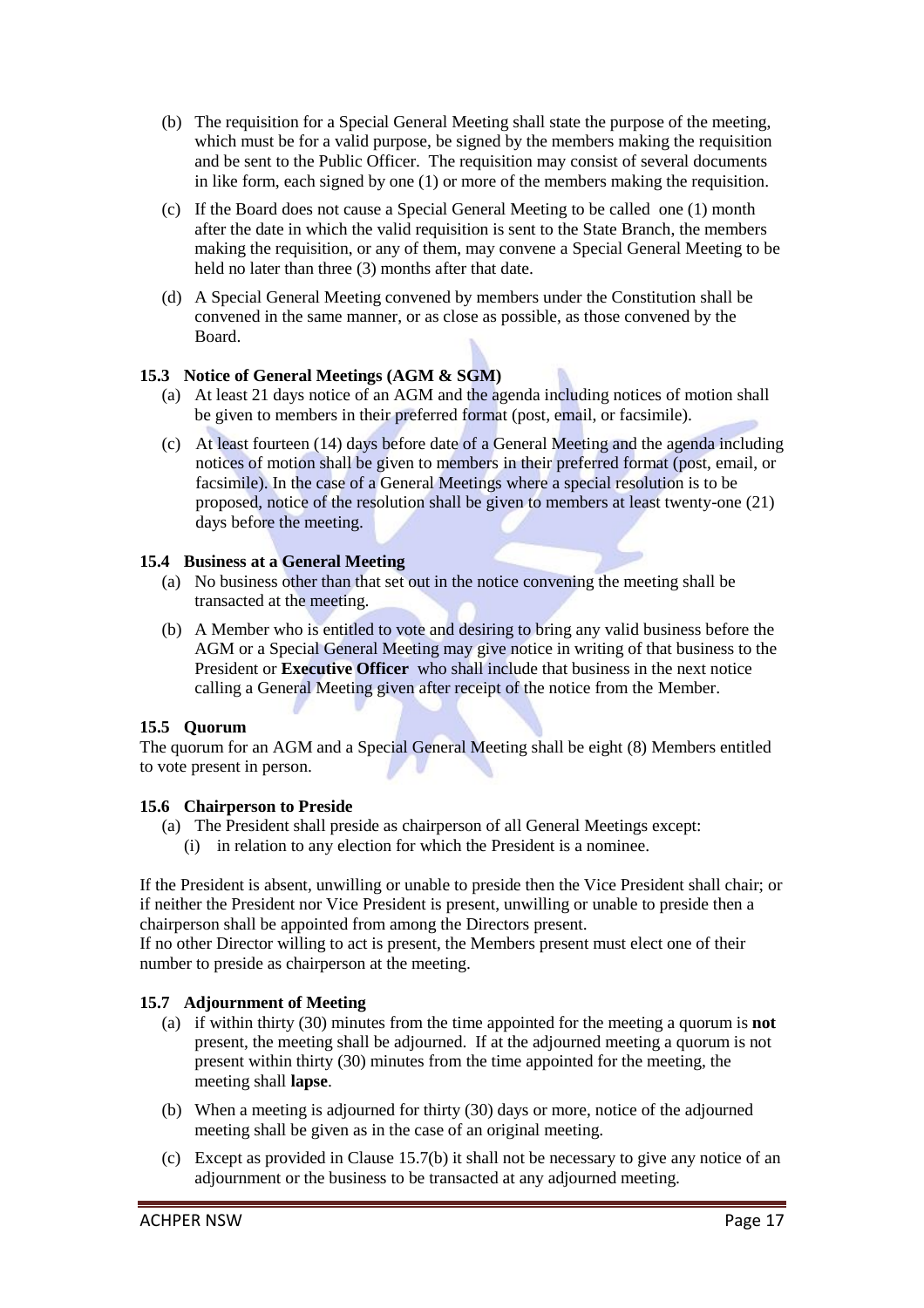(b) The requisition for a Special General Meeting shall state the purpose of the meeting, which must be for a valid purpose, be signed by the members making the requisition and be sent to the Public Officer. The requisition may consist of several documents in like form, each signed by one (1) or more of the members making the requisition.

(c) If the Board does not cause a Special General Meeting to be called one (1) month after the date in which the valid requisition is sent to the State Branch, the members making the requisition, or any of them, may convene a Special General Meeting to be held no later than three (3) months after that date.

(d) A Special General Meeting convened by members under the Constitution shall be convened in the same manner, or as close as possible, as those convened by the Board.

**15.3 Notice of General Meetings (AGM & SGM)**

(a) At least 21 days notice of an AGM and the agenda including notices of motion shall be given to members in their preferred format (post, email, or facsimile).

(c) At least fourteen (14) days before date of a General Meeting and the agenda including notices of motion shall be given to members in their preferred format (post, email, or facsimile). In the case of a General Meetings where a special resolution is to be proposed, notice of the resolution shall be given to members at least twenty-one (21) days before the meeting.

**15.4 Business at a General Meeting**

(a) No business other than that set out in the notice convening the meeting shall be transacted at the meeting.

(b) A Member who is entitled to vote and desiring to bring any valid business before the AGM or a Special General Meeting may give notice in writing of that business to the President or **Executive Officer** who shall include that business in the next notice calling a General Meeting given after receipt of the notice from the Member.

**15.5 Quorum**

The quorum for an AGM and a Special General Meeting shall be eight (8) Members entitled to vote present in person.

**15.6 Chairperson to Preside**

(a) The President shall preside as chairperson of all General Meetings except:
   (i) in relation to any election for which the President is a nominee.

If the President is absent, unwilling or unable to preside then the Vice President shall chair; or if neither the President nor Vice President is present, unwilling or unable to preside then a chairperson shall be appointed from among the Directors present.
If no other Director willing to act is present, the Members present must elect one of their number to preside as chairperson at the meeting.

**15.7 Adjournment of Meeting**

(a) if within thirty (30) minutes from the time appointed for the meeting a quorum is **not** present, the meeting shall be adjourned. If at the adjourned meeting a quorum is not present within thirty (30) minutes from the time appointed for the meeting, the meeting shall **lapse**.

(b) When a meeting is adjourned for thirty (30) days or more, notice of the adjourned meeting shall be given as in the case of an original meeting.

(c) Except as provided in Clause 15.7(b) it shall not be necessary to give any notice of an adjournment or the business to be transacted at any adjourned meeting.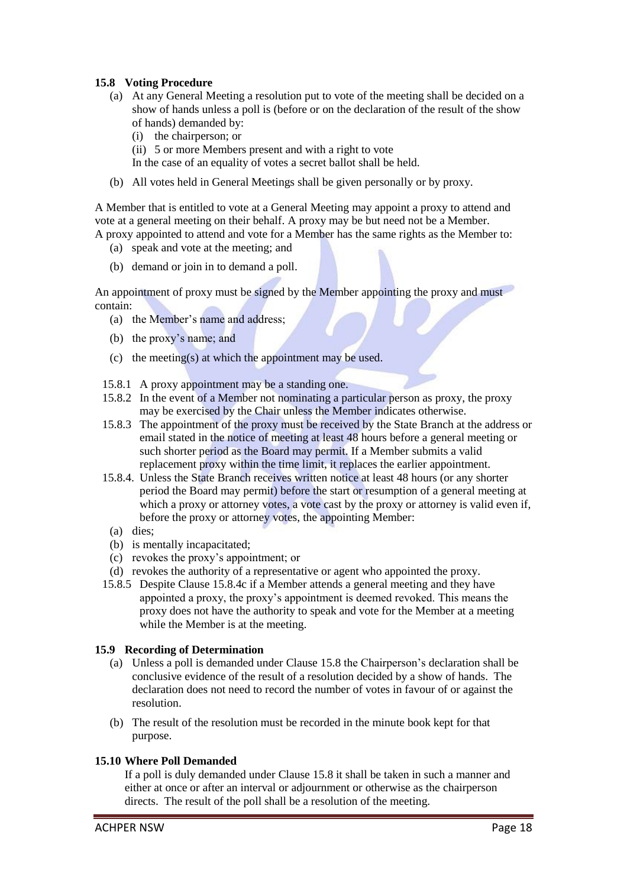### 15.8 Voting Procedure

(a) At any General Meeting a resolution put to vote of the meeting shall be decided on a show of hands unless a poll is (before or on the declaration of the result of the show of hands) demanded by:

  (i) the chairperson; or

  (ii) 5 or more Members present and with a right to vote

  In the case of an equality of votes a secret ballot shall be held.

(b) All votes held in General Meetings shall be given personally or by proxy.

A Member that is entitled to vote at a General Meeting may appoint a proxy to attend and vote at a general meeting on their behalf. A proxy may be but need not be a Member. A proxy appointed to attend and vote for a Member has the same rights as the Member to:

(a) speak and vote at the meeting; and

(b) demand or join in to demand a poll.

An appointment of proxy must be signed by the Member appointing the proxy and must contain:

(a) the Member's name and address;

(b) the proxy's name; and

(c) the meeting(s) at which the appointment may be used.

15.8.1 A proxy appointment may be a standing one.

15.8.2 In the event of a Member not nominating a particular person as proxy, the proxy may be exercised by the Chair unless the Member indicates otherwise.

15.8.3 The appointment of the proxy must be received by the State Branch at the address or email stated in the notice of meeting at least 48 hours before a general meeting or such shorter period as the Board may permit. If a Member submits a valid replacement proxy within the time limit, it replaces the earlier appointment.

15.8.4. Unless the State Branch receives written notice at least 48 hours (or any shorter period the Board may permit) before the start or resumption of a general meeting at which a proxy or attorney votes, a vote cast by the proxy or attorney is valid even if, before the proxy or attorney votes, the appointing Member:

(a) dies;

(b) is mentally incapacitated;

(c) revokes the proxy's appointment; or

(d) revokes the authority of a representative or agent who appointed the proxy.

15.8.5 Despite Clause 15.8.4c if a Member attends a general meeting and they have appointed a proxy, the proxy's appointment is deemed revoked. This means the proxy does not have the authority to speak and vote for the Member at a meeting while the Member is at the meeting.

### 15.9 Recording of Determination

(a) Unless a poll is demanded under Clause 15.8 the Chairperson's declaration shall be conclusive evidence of the result of a resolution decided by a show of hands. The declaration does not need to record the number of votes in favour of or against the resolution.

(b) The result of the resolution must be recorded in the minute book kept for that purpose.

### 15.10 Where Poll Demanded

If a poll is duly demanded under Clause 15.8 it shall be taken in such a manner and either at once or after an interval or adjournment or otherwise as the chairperson directs. The result of the poll shall be a resolution of the meeting.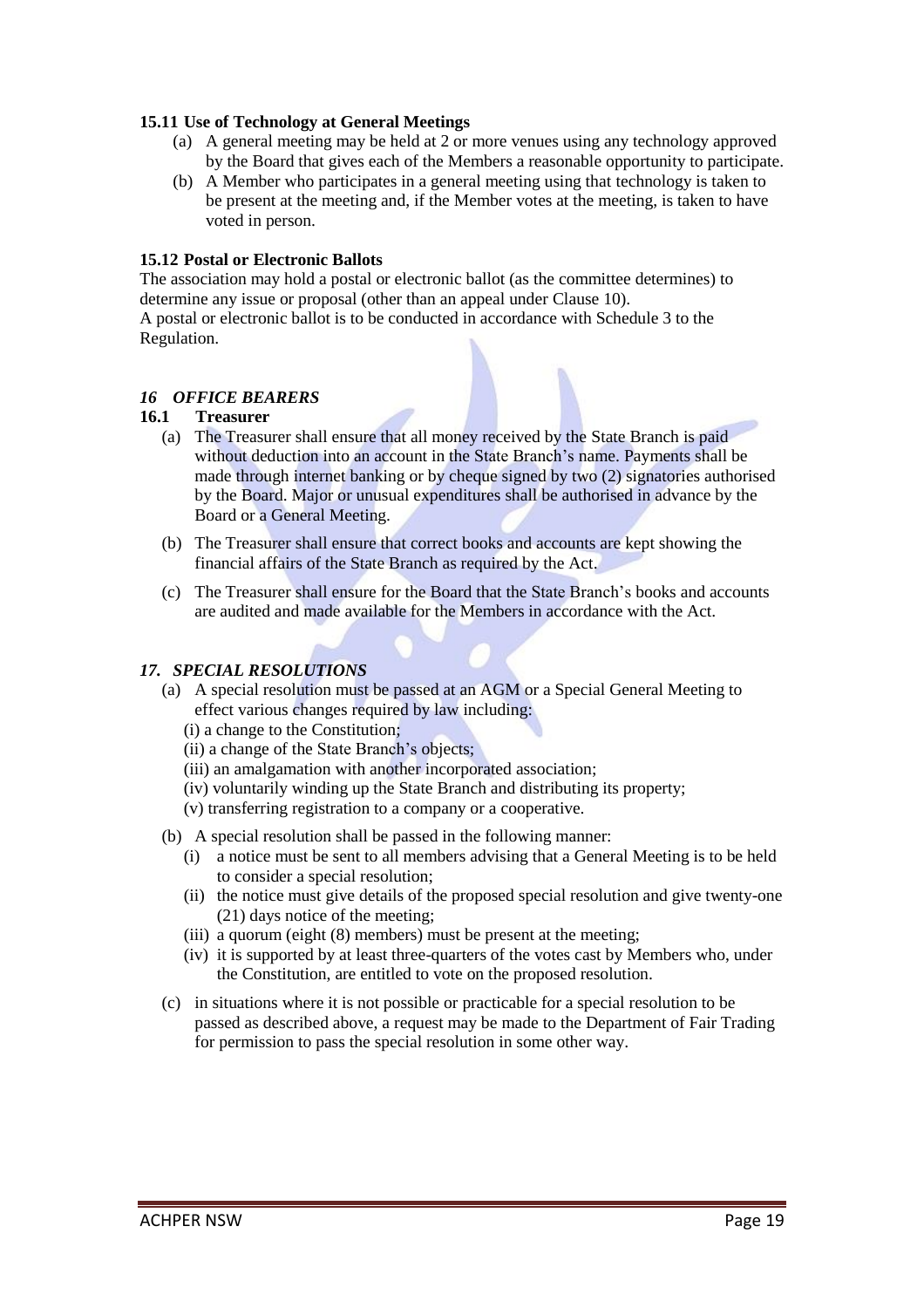#### 15.11 Use of Technology at General Meetings

(a) A general meeting may be held at 2 or more venues using any technology approved by the Board that gives each of the Members a reasonable opportunity to participate.

(b) A Member who participates in a general meeting using that technology is taken to be present at the meeting and, if the Member votes at the meeting, is taken to have voted in person.

#### 15.12 Postal or Electronic Ballots

The association may hold a postal or electronic ballot (as the committee determines) to determine any issue or proposal (other than an appeal under Clause 10).
A postal or electronic ballot is to be conducted in accordance with Schedule 3 to the Regulation.

### *16 OFFICE BEARERS*

#### 16.1 Treasurer

(a) The Treasurer shall ensure that all money received by the State Branch is paid without deduction into an account in the State Branch's name. Payments shall be made through internet banking or by cheque signed by two (2) signatories authorised by the Board. Major or unusual expenditures shall be authorised in advance by the Board or a General Meeting.

(b) The Treasurer shall ensure that correct books and accounts are kept showing the financial affairs of the State Branch as required by the Act.

(c) The Treasurer shall ensure for the Board that the State Branch's books and accounts are audited and made available for the Members in accordance with the Act.

### *17. SPECIAL RESOLUTIONS*

(a) A special resolution must be passed at an AGM or a Special General Meeting to effect various changes required by law including:
   (i) a change to the Constitution;
   (ii) a change of the State Branch's objects;
   (iii) an amalgamation with another incorporated association;
   (iv) voluntarily winding up the State Branch and distributing its property;
   (v) transferring registration to a company or a cooperative.

(b) A special resolution shall be passed in the following manner:
   (i) a notice must be sent to all members advising that a General Meeting is to be held to consider a special resolution;
   (ii) the notice must give details of the proposed special resolution and give twenty-one (21) days notice of the meeting;
   (iii) a quorum (eight (8) members) must be present at the meeting;
   (iv) it is supported by at least three-quarters of the votes cast by Members who, under the Constitution, are entitled to vote on the proposed resolution.

(c) in situations where it is not possible or practicable for a special resolution to be passed as described above, a request may be made to the Department of Fair Trading for permission to pass the special resolution in some other way.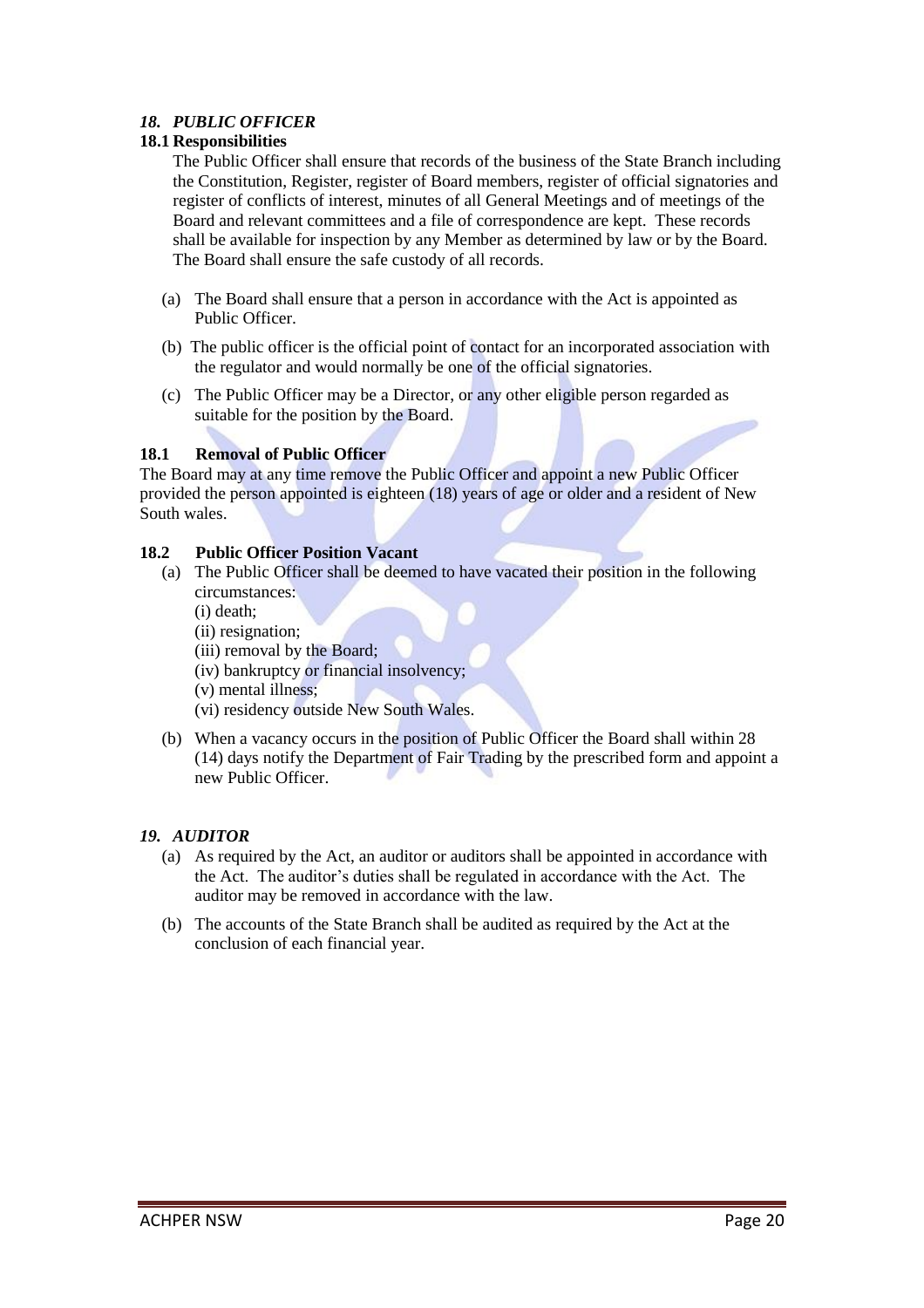### *18. PUBLIC OFFICER*

**18.1 Responsibilities**

The Public Officer shall ensure that records of the business of the State Branch including the Constitution, Register, register of Board members, register of official signatories and register of conflicts of interest, minutes of all General Meetings and of meetings of the Board and relevant committees and a file of correspondence are kept. These records shall be available for inspection by any Member as determined by law or by the Board. The Board shall ensure the safe custody of all records.

(a) The Board shall ensure that a person in accordance with the Act is appointed as Public Officer.

(b) The public officer is the official point of contact for an incorporated association with the regulator and would normally be one of the official signatories.

(c) The Public Officer may be a Director, or any other eligible person regarded as suitable for the position by the Board.

**18.1 Removal of Public Officer**

The Board may at any time remove the Public Officer and appoint a new Public Officer provided the person appointed is eighteen (18) years of age or older and a resident of New South wales.

**18.2 Public Officer Position Vacant**

(a) The Public Officer shall be deemed to have vacated their position in the following circumstances:

(i) death;
(ii) resignation;
(iii) removal by the Board;
(iv) bankruptcy or financial insolvency;
(v) mental illness;
(vi) residency outside New South Wales.

(b) When a vacancy occurs in the position of Public Officer the Board shall within 28 (14) days notify the Department of Fair Trading by the prescribed form and appoint a new Public Officer.

### *19. AUDITOR*

(a) As required by the Act, an auditor or auditors shall be appointed in accordance with the Act. The auditor's duties shall be regulated in accordance with the Act. The auditor may be removed in accordance with the law.

(b) The accounts of the State Branch shall be audited as required by the Act at the conclusion of each financial year.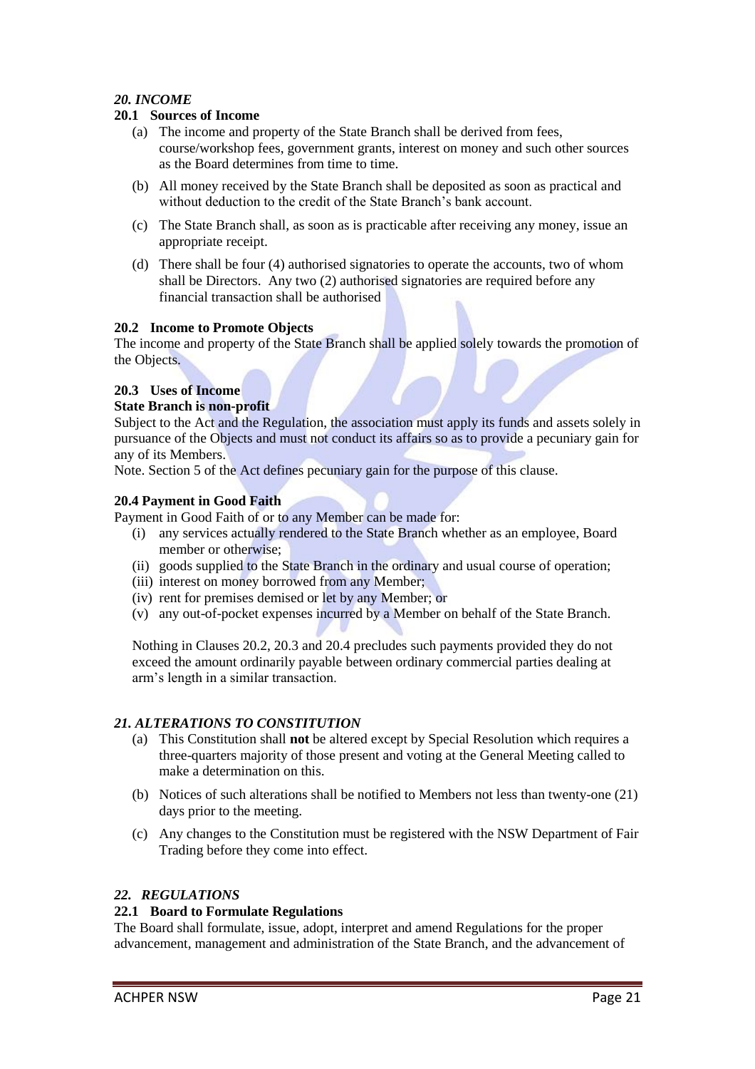## *20. INCOME*

### 20.1 Sources of Income

(a) The income and property of the State Branch shall be derived from fees, course/workshop fees, government grants, interest on money and such other sources as the Board determines from time to time.

(b) All money received by the State Branch shall be deposited as soon as practical and without deduction to the credit of the State Branch's bank account.

(c) The State Branch shall, as soon as is practicable after receiving any money, issue an appropriate receipt.

(d) There shall be four (4) authorised signatories to operate the accounts, two of whom shall be Directors. Any two (2) authorised signatories are required before any financial transaction shall be authorised

### 20.2 Income to Promote Objects

The income and property of the State Branch shall be applied solely towards the promotion of the Objects.

### 20.3 Uses of Income

**State Branch is non-profit**

Subject to the Act and the Regulation, the association must apply its funds and assets solely in pursuance of the Objects and must not conduct its affairs so as to provide a pecuniary gain for any of its Members.

Note. Section 5 of the Act defines pecuniary gain for the purpose of this clause.

### 20.4 Payment in Good Faith

Payment in Good Faith of or to any Member can be made for:

(i) any services actually rendered to the State Branch whether as an employee, Board member or otherwise;
(ii) goods supplied to the State Branch in the ordinary and usual course of operation;
(iii) interest on money borrowed from any Member;
(iv) rent for premises demised or let by any Member; or
(v) any out-of-pocket expenses incurred by a Member on behalf of the State Branch.

Nothing in Clauses 20.2, 20.3 and 20.4 precludes such payments provided they do not exceed the amount ordinarily payable between ordinary commercial parties dealing at arm's length in a similar transaction.

## *21. ALTERATIONS TO CONSTITUTION*

(a) This Constitution shall **not** be altered except by Special Resolution which requires a three-quarters majority of those present and voting at the General Meeting called to make a determination on this.

(b) Notices of such alterations shall be notified to Members not less than twenty-one (21) days prior to the meeting.

(c) Any changes to the Constitution must be registered with the NSW Department of Fair Trading before they come into effect.

## *22. REGULATIONS*

### 22.1 Board to Formulate Regulations

The Board shall formulate, issue, adopt, interpret and amend Regulations for the proper advancement, management and administration of the State Branch, and the advancement of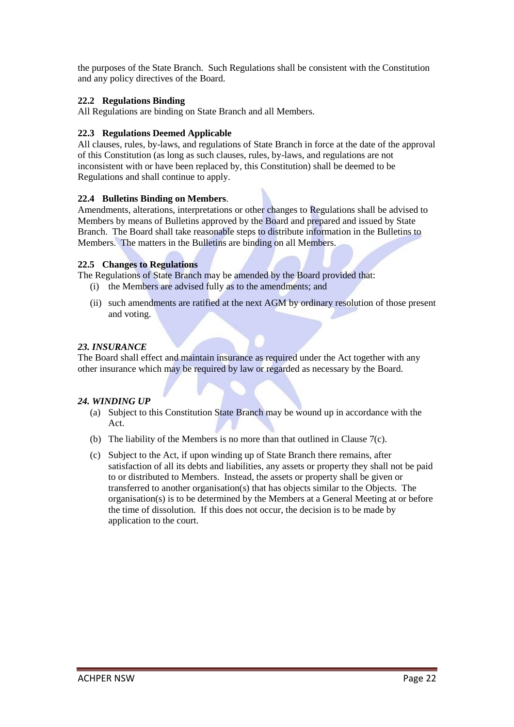the purposes of the State Branch. Such Regulations shall be consistent with the Constitution and any policy directives of the Board.

**22.2 Regulations Binding**
All Regulations are binding on State Branch and all Members.

**22.3 Regulations Deemed Applicable**
All clauses, rules, by-laws, and regulations of State Branch in force at the date of the approval of this Constitution (as long as such clauses, rules, by-laws, and regulations are not inconsistent with or have been replaced by, this Constitution) shall be deemed to be Regulations and shall continue to apply.

**22.4 Bulletins Binding on Members**.
Amendments, alterations, interpretations or other changes to Regulations shall be advised to Members by means of Bulletins approved by the Board and prepared and issued by State Branch. The Board shall take reasonable steps to distribute information in the Bulletins to Members. The matters in the Bulletins are binding on all Members.

**22.5 Changes to Regulations**
The Regulations of State Branch may be amended by the Board provided that:

(i) the Members are advised fully as to the amendments; and

(ii) such amendments are ratified at the next AGM by ordinary resolution of those present and voting.

### *23. INSURANCE*

The Board shall effect and maintain insurance as required under the Act together with any other insurance which may be required by law or regarded as necessary by the Board.

### *24. WINDING UP*

(a) Subject to this Constitution State Branch may be wound up in accordance with the Act.

(b) The liability of the Members is no more than that outlined in Clause 7(c).

(c) Subject to the Act, if upon winding up of State Branch there remains, after satisfaction of all its debts and liabilities, any assets or property they shall not be paid to or distributed to Members. Instead, the assets or property shall be given or transferred to another organisation(s) that has objects similar to the Objects. The organisation(s) is to be determined by the Members at a General Meeting at or before the time of dissolution. If this does not occur, the decision is to be made by application to the court.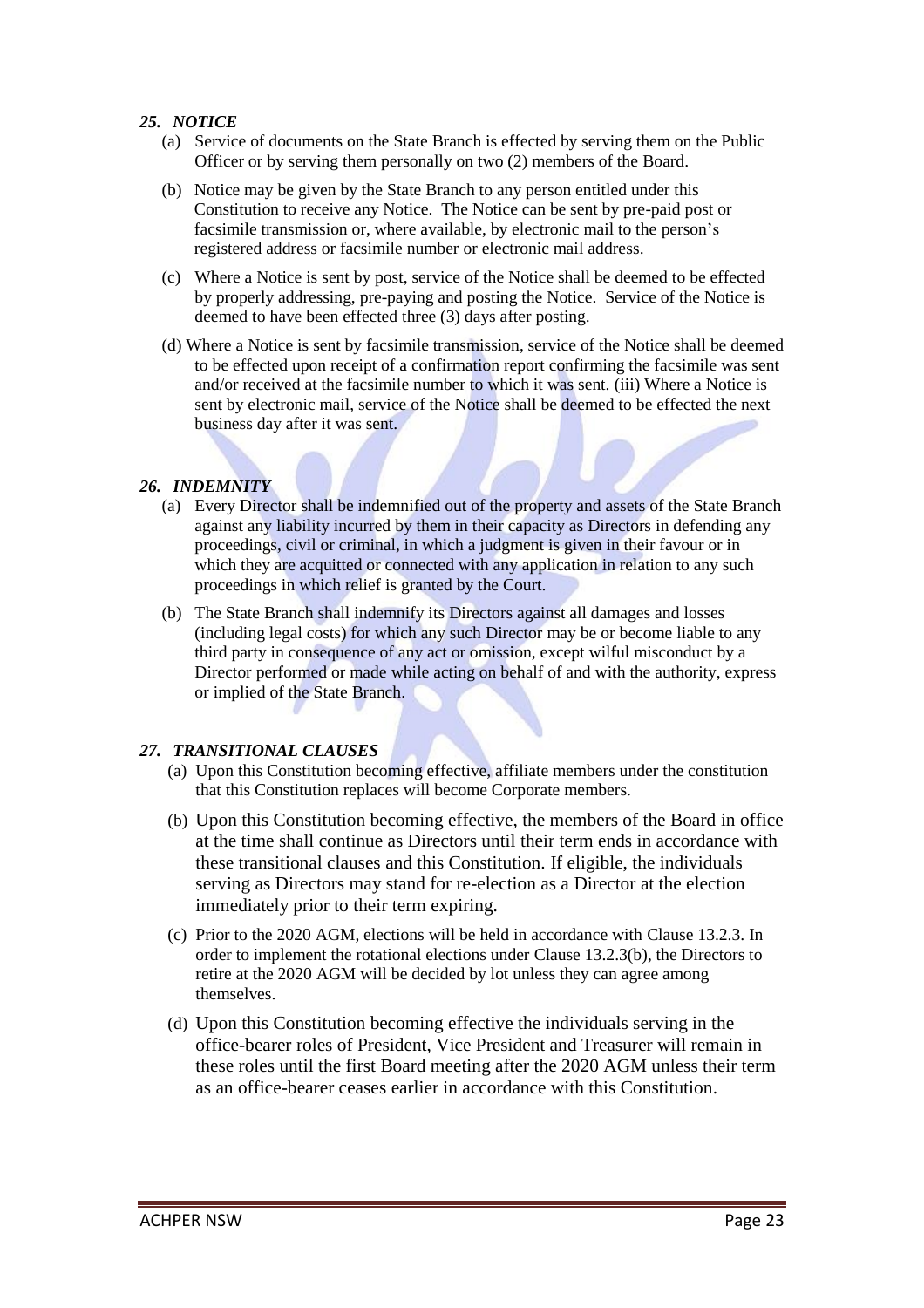### *25. NOTICE*

(a) Service of documents on the State Branch is effected by serving them on the Public Officer or by serving them personally on two (2) members of the Board.

(b) Notice may be given by the State Branch to any person entitled under this Constitution to receive any Notice. The Notice can be sent by pre-paid post or facsimile transmission or, where available, by electronic mail to the person's registered address or facsimile number or electronic mail address.

(c) Where a Notice is sent by post, service of the Notice shall be deemed to be effected by properly addressing, pre-paying and posting the Notice. Service of the Notice is deemed to have been effected three (3) days after posting.

(d) Where a Notice is sent by facsimile transmission, service of the Notice shall be deemed to be effected upon receipt of a confirmation report confirming the facsimile was sent and/or received at the facsimile number to which it was sent. (iii) Where a Notice is sent by electronic mail, service of the Notice shall be deemed to be effected the next business day after it was sent.

### *26. INDEMNITY*

(a) Every Director shall be indemnified out of the property and assets of the State Branch against any liability incurred by them in their capacity as Directors in defending any proceedings, civil or criminal, in which a judgment is given in their favour or in which they are acquitted or connected with any application in relation to any such proceedings in which relief is granted by the Court.

(b) The State Branch shall indemnify its Directors against all damages and losses (including legal costs) for which any such Director may be or become liable to any third party in consequence of any act or omission, except wilful misconduct by a Director performed or made while acting on behalf of and with the authority, express or implied of the State Branch.

### *27. TRANSITIONAL CLAUSES*

(a) Upon this Constitution becoming effective, affiliate members under the constitution that this Constitution replaces will become Corporate members.

(b) Upon this Constitution becoming effective, the members of the Board in office at the time shall continue as Directors until their term ends in accordance with these transitional clauses and this Constitution. If eligible, the individuals serving as Directors may stand for re-election as a Director at the election immediately prior to their term expiring.

(c) Prior to the 2020 AGM, elections will be held in accordance with Clause 13.2.3. In order to implement the rotational elections under Clause 13.2.3(b), the Directors to retire at the 2020 AGM will be decided by lot unless they can agree among themselves.

(d) Upon this Constitution becoming effective the individuals serving in the office-bearer roles of President, Vice President and Treasurer will remain in these roles until the first Board meeting after the 2020 AGM unless their term as an office-bearer ceases earlier in accordance with this Constitution.